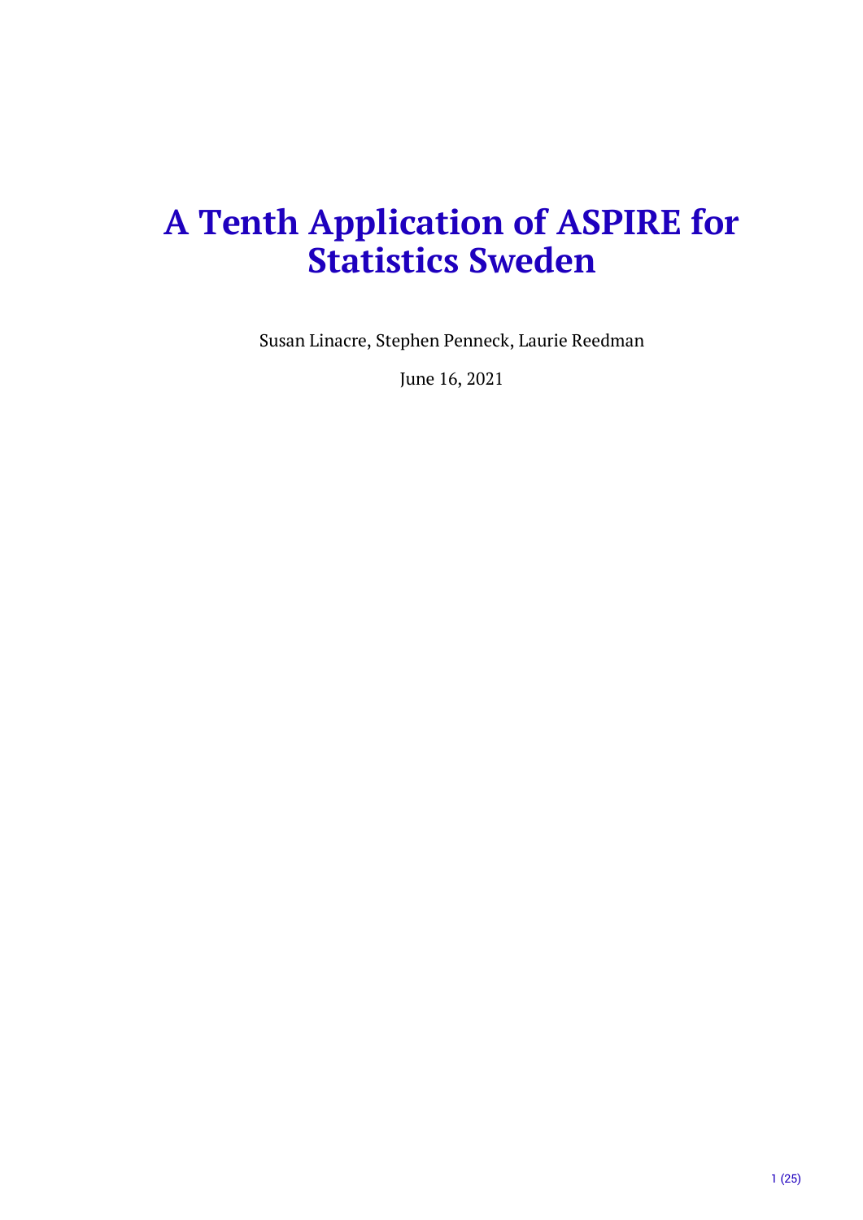# A Tenth Application of ASPIRE for Statistics Sweden

Susan Linacre, Stephen Penneck, Laurie Reedman

June 16, 2021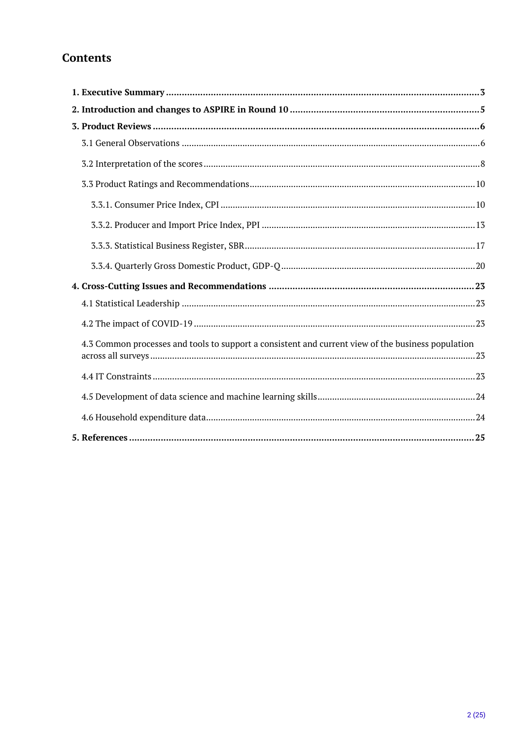## Contents

**1. Executive Summary** .......... 3

**2. Introduction and changes to ASPIRE in Round 10** .......... 5

**3. Product Reviews** .......... 6

- 3.1 General Observations .......... 6
- 3.2 Interpretation of the scores .......... 8
- 3.3 Product Ratings and Recommendations .......... 10
  - 3.3.1. Consumer Price Index, CPI .......... 10
  - 3.3.2. Producer and Import Price Index, PPI .......... 13
  - 3.3.3. Statistical Business Register, SBR .......... 17
  - 3.3.4. Quarterly Gross Domestic Product, GDP-Q .......... 20

**4. Cross-Cutting Issues and Recommendations** .......... 23

- 4.1 Statistical Leadership .......... 23
- 4.2 The impact of COVID-19 .......... 23
- 4.3 Common processes and tools to support a consistent and current view of the business population across all surveys .......... 23
- 4.4 IT Constraints .......... 23
- 4.5 Development of data science and machine learning skills .......... 24
- 4.6 Household expenditure data .......... 24

**5. References** .......... 25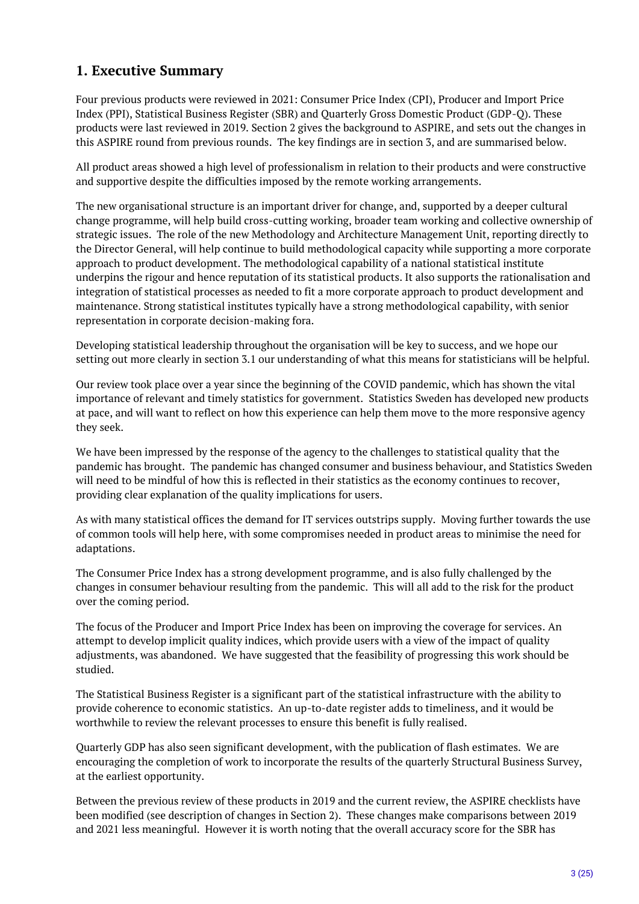## 1. Executive Summary

Four previous products were reviewed in 2021: Consumer Price Index (CPI), Producer and Import Price Index (PPI), Statistical Business Register (SBR) and Quarterly Gross Domestic Product (GDP-Q). These products were last reviewed in 2019. Section 2 gives the background to ASPIRE, and sets out the changes in this ASPIRE round from previous rounds. The key findings are in section 3, and are summarised below.

All product areas showed a high level of professionalism in relation to their products and were constructive and supportive despite the difficulties imposed by the remote working arrangements.

The new organisational structure is an important driver for change, and, supported by a deeper cultural change programme, will help build cross-cutting working, broader team working and collective ownership of strategic issues. The role of the new Methodology and Architecture Management Unit, reporting directly to the Director General, will help continue to build methodological capacity while supporting a more corporate approach to product development. The methodological capability of a national statistical institute underpins the rigour and hence reputation of its statistical products. It also supports the rationalisation and integration of statistical processes as needed to fit a more corporate approach to product development and maintenance. Strong statistical institutes typically have a strong methodological capability, with senior representation in corporate decision-making fora.

Developing statistical leadership throughout the organisation will be key to success, and we hope our setting out more clearly in section 3.1 our understanding of what this means for statisticians will be helpful.

Our review took place over a year since the beginning of the COVID pandemic, which has shown the vital importance of relevant and timely statistics for government. Statistics Sweden has developed new products at pace, and will want to reflect on how this experience can help them move to the more responsive agency they seek.

We have been impressed by the response of the agency to the challenges to statistical quality that the pandemic has brought. The pandemic has changed consumer and business behaviour, and Statistics Sweden will need to be mindful of how this is reflected in their statistics as the economy continues to recover, providing clear explanation of the quality implications for users.

As with many statistical offices the demand for IT services outstrips supply. Moving further towards the use of common tools will help here, with some compromises needed in product areas to minimise the need for adaptations.

The Consumer Price Index has a strong development programme, and is also fully challenged by the changes in consumer behaviour resulting from the pandemic. This will all add to the risk for the product over the coming period.

The focus of the Producer and Import Price Index has been on improving the coverage for services. An attempt to develop implicit quality indices, which provide users with a view of the impact of quality adjustments, was abandoned. We have suggested that the feasibility of progressing this work should be studied.

The Statistical Business Register is a significant part of the statistical infrastructure with the ability to provide coherence to economic statistics. An up-to-date register adds to timeliness, and it would be worthwhile to review the relevant processes to ensure this benefit is fully realised.

Quarterly GDP has also seen significant development, with the publication of flash estimates. We are encouraging the completion of work to incorporate the results of the quarterly Structural Business Survey, at the earliest opportunity.

Between the previous review of these products in 2019 and the current review, the ASPIRE checklists have been modified (see description of changes in Section 2). These changes make comparisons between 2019 and 2021 less meaningful. However it is worth noting that the overall accuracy score for the SBR has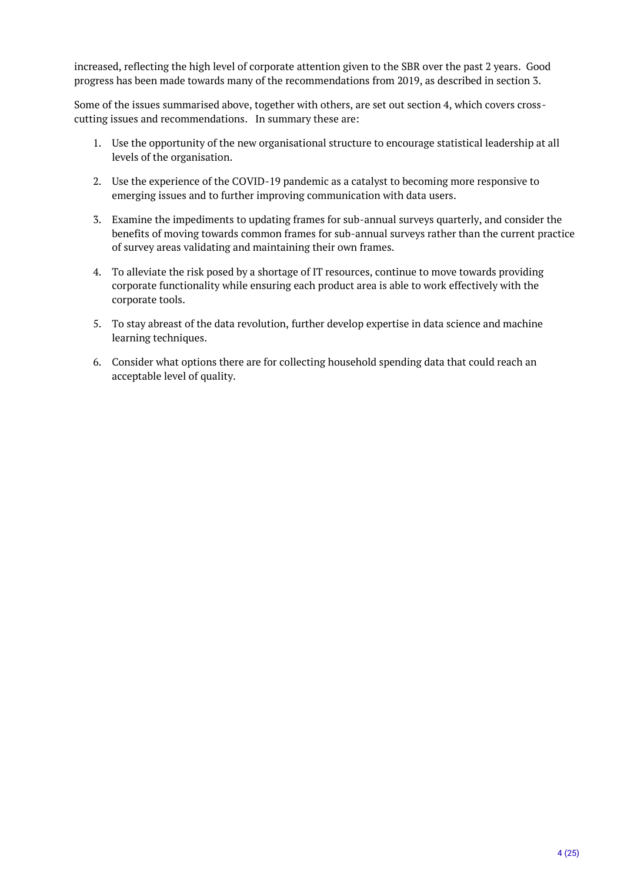increased, reflecting the high level of corporate attention given to the SBR over the past 2 years. Good progress has been made towards many of the recommendations from 2019, as described in section 3.

Some of the issues summarised above, together with others, are set out section 4, which covers cross-cutting issues and recommendations. In summary these are:

1. Use the opportunity of the new organisational structure to encourage statistical leadership at all levels of the organisation.

2. Use the experience of the COVID-19 pandemic as a catalyst to becoming more responsive to emerging issues and to further improving communication with data users.

3. Examine the impediments to updating frames for sub-annual surveys quarterly, and consider the benefits of moving towards common frames for sub-annual surveys rather than the current practice of survey areas validating and maintaining their own frames.

4. To alleviate the risk posed by a shortage of IT resources, continue to move towards providing corporate functionality while ensuring each product area is able to work effectively with the corporate tools.

5. To stay abreast of the data revolution, further develop expertise in data science and machine learning techniques.

6. Consider what options there are for collecting household spending data that could reach an acceptable level of quality.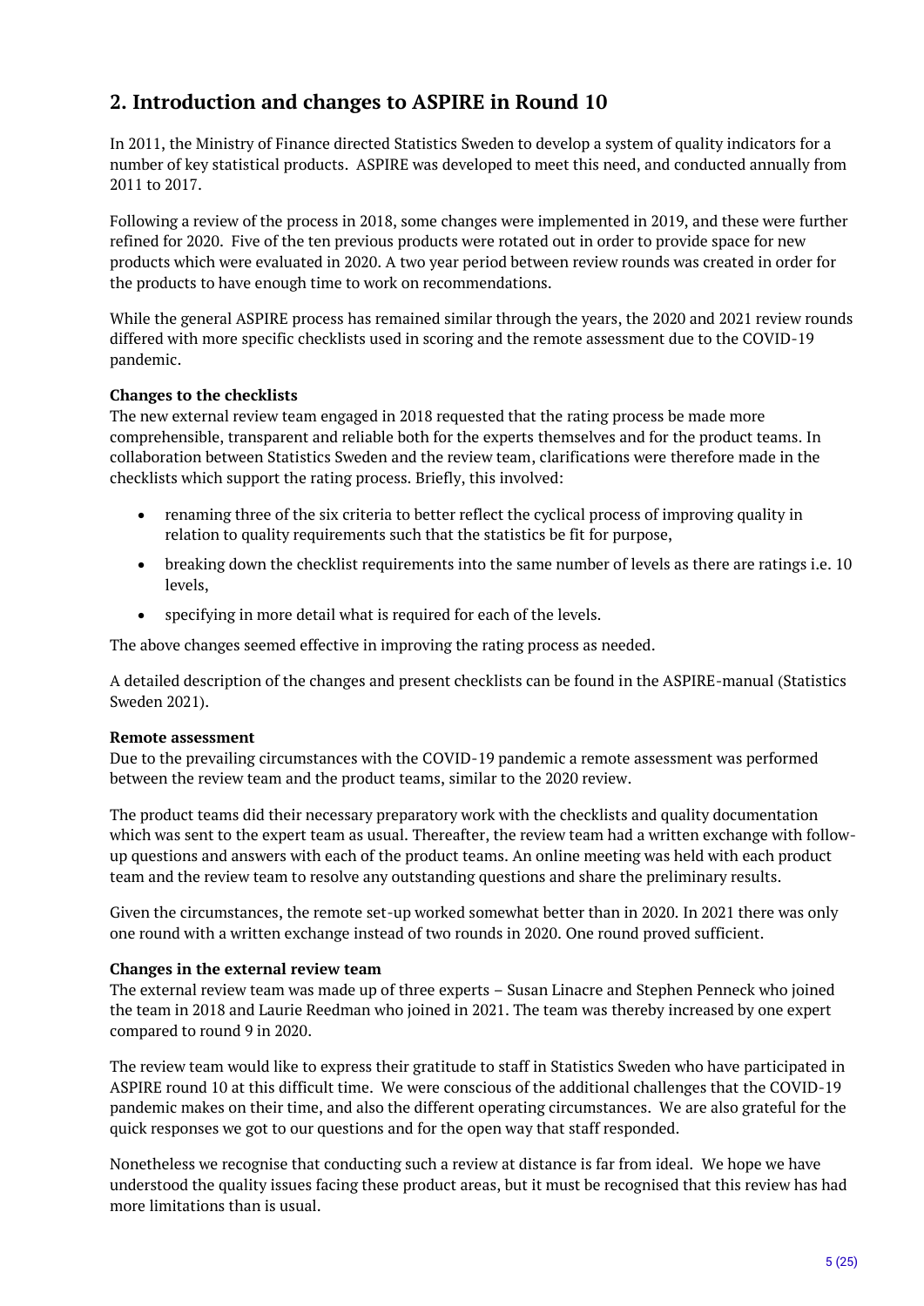## 2. Introduction and changes to ASPIRE in Round 10

In 2011, the Ministry of Finance directed Statistics Sweden to develop a system of quality indicators for a number of key statistical products. ASPIRE was developed to meet this need, and conducted annually from 2011 to 2017.

Following a review of the process in 2018, some changes were implemented in 2019, and these were further refined for 2020. Five of the ten previous products were rotated out in order to provide space for new products which were evaluated in 2020. A two year period between review rounds was created in order for the products to have enough time to work on recommendations.

While the general ASPIRE process has remained similar through the years, the 2020 and 2021 review rounds differed with more specific checklists used in scoring and the remote assessment due to the COVID-19 pandemic.

**Changes to the checklists**
The new external review team engaged in 2018 requested that the rating process be made more comprehensible, transparent and reliable both for the experts themselves and for the product teams. In collaboration between Statistics Sweden and the review team, clarifications were therefore made in the checklists which support the rating process. Briefly, this involved:

- renaming three of the six criteria to better reflect the cyclical process of improving quality in relation to quality requirements such that the statistics be fit for purpose,
- breaking down the checklist requirements into the same number of levels as there are ratings i.e. 10 levels,
- specifying in more detail what is required for each of the levels.

The above changes seemed effective in improving the rating process as needed.

A detailed description of the changes and present checklists can be found in the ASPIRE-manual (Statistics Sweden 2021).

**Remote assessment**
Due to the prevailing circumstances with the COVID-19 pandemic a remote assessment was performed between the review team and the product teams, similar to the 2020 review.

The product teams did their necessary preparatory work with the checklists and quality documentation which was sent to the expert team as usual. Thereafter, the review team had a written exchange with follow-up questions and answers with each of the product teams. An online meeting was held with each product team and the review team to resolve any outstanding questions and share the preliminary results.

Given the circumstances, the remote set-up worked somewhat better than in 2020. In 2021 there was only one round with a written exchange instead of two rounds in 2020. One round proved sufficient.

**Changes in the external review team**
The external review team was made up of three experts – Susan Linacre and Stephen Penneck who joined the team in 2018 and Laurie Reedman who joined in 2021. The team was thereby increased by one expert compared to round 9 in 2020.

The review team would like to express their gratitude to staff in Statistics Sweden who have participated in ASPIRE round 10 at this difficult time. We were conscious of the additional challenges that the COVID-19 pandemic makes on their time, and also the different operating circumstances. We are also grateful for the quick responses we got to our questions and for the open way that staff responded.

Nonetheless we recognise that conducting such a review at distance is far from ideal. We hope we have understood the quality issues facing these product areas, but it must be recognised that this review has had more limitations than is usual.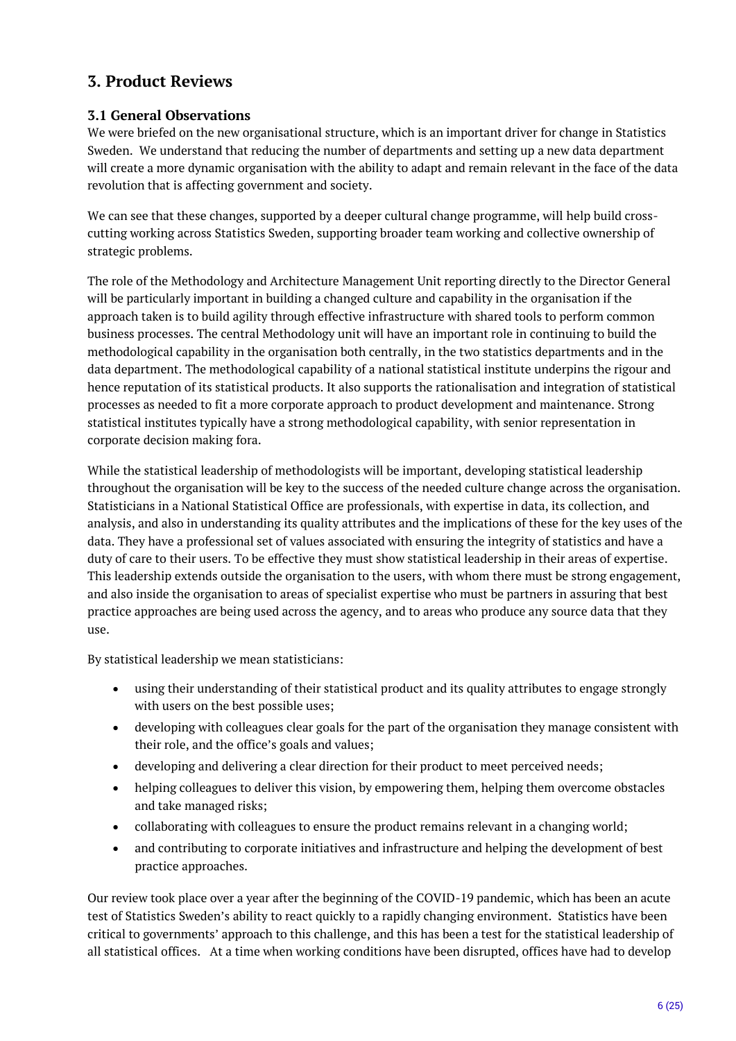## 3. Product Reviews

### 3.1 General Observations

We were briefed on the new organisational structure, which is an important driver for change in Statistics Sweden. We understand that reducing the number of departments and setting up a new data department will create a more dynamic organisation with the ability to adapt and remain relevant in the face of the data revolution that is affecting government and society.

We can see that these changes, supported by a deeper cultural change programme, will help build cross-cutting working across Statistics Sweden, supporting broader team working and collective ownership of strategic problems.

The role of the Methodology and Architecture Management Unit reporting directly to the Director General will be particularly important in building a changed culture and capability in the organisation if the approach taken is to build agility through effective infrastructure with shared tools to perform common business processes. The central Methodology unit will have an important role in continuing to build the methodological capability in the organisation both centrally, in the two statistics departments and in the data department. The methodological capability of a national statistical institute underpins the rigour and hence reputation of its statistical products. It also supports the rationalisation and integration of statistical processes as needed to fit a more corporate approach to product development and maintenance. Strong statistical institutes typically have a strong methodological capability, with senior representation in corporate decision making fora.

While the statistical leadership of methodologists will be important, developing statistical leadership throughout the organisation will be key to the success of the needed culture change across the organisation. Statisticians in a National Statistical Office are professionals, with expertise in data, its collection, and analysis, and also in understanding its quality attributes and the implications of these for the key uses of the data. They have a professional set of values associated with ensuring the integrity of statistics and have a duty of care to their users. To be effective they must show statistical leadership in their areas of expertise. This leadership extends outside the organisation to the users, with whom there must be strong engagement, and also inside the organisation to areas of specialist expertise who must be partners in assuring that best practice approaches are being used across the agency, and to areas who produce any source data that they use.

By statistical leadership we mean statisticians:

- using their understanding of their statistical product and its quality attributes to engage strongly with users on the best possible uses;
- developing with colleagues clear goals for the part of the organisation they manage consistent with their role, and the office's goals and values;
- developing and delivering a clear direction for their product to meet perceived needs;
- helping colleagues to deliver this vision, by empowering them, helping them overcome obstacles and take managed risks;
- collaborating with colleagues to ensure the product remains relevant in a changing world;
- and contributing to corporate initiatives and infrastructure and helping the development of best practice approaches.

Our review took place over a year after the beginning of the COVID-19 pandemic, which has been an acute test of Statistics Sweden's ability to react quickly to a rapidly changing environment. Statistics have been critical to governments' approach to this challenge, and this has been a test for the statistical leadership of all statistical offices. At a time when working conditions have been disrupted, offices have had to develop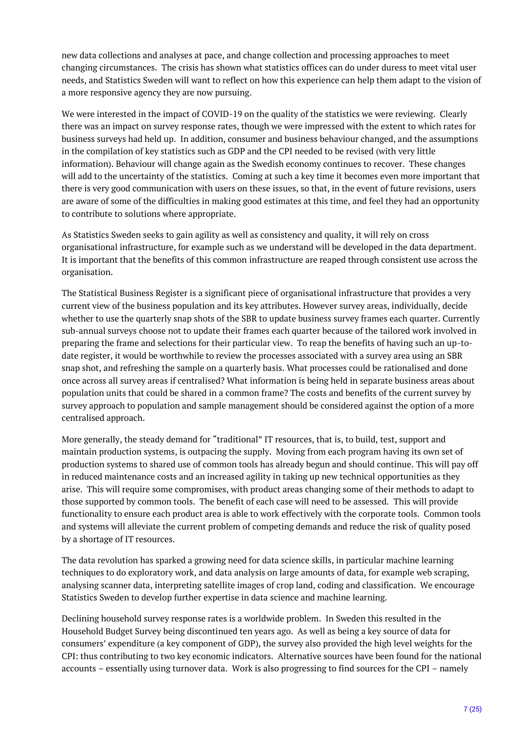new data collections and analyses at pace, and change collection and processing approaches to meet changing circumstances. The crisis has shown what statistics offices can do under duress to meet vital user needs, and Statistics Sweden will want to reflect on how this experience can help them adapt to the vision of a more responsive agency they are now pursuing.

We were interested in the impact of COVID-19 on the quality of the statistics we were reviewing. Clearly there was an impact on survey response rates, though we were impressed with the extent to which rates for business surveys had held up. In addition, consumer and business behaviour changed, and the assumptions in the compilation of key statistics such as GDP and the CPI needed to be revised (with very little information). Behaviour will change again as the Swedish economy continues to recover. These changes will add to the uncertainty of the statistics. Coming at such a key time it becomes even more important that there is very good communication with users on these issues, so that, in the event of future revisions, users are aware of some of the difficulties in making good estimates at this time, and feel they had an opportunity to contribute to solutions where appropriate.

As Statistics Sweden seeks to gain agility as well as consistency and quality, it will rely on cross organisational infrastructure, for example such as we understand will be developed in the data department. It is important that the benefits of this common infrastructure are reaped through consistent use across the organisation.

The Statistical Business Register is a significant piece of organisational infrastructure that provides a very current view of the business population and its key attributes. However survey areas, individually, decide whether to use the quarterly snap shots of the SBR to update business survey frames each quarter. Currently sub-annual surveys choose not to update their frames each quarter because of the tailored work involved in preparing the frame and selections for their particular view. To reap the benefits of having such an up-to-date register, it would be worthwhile to review the processes associated with a survey area using an SBR snap shot, and refreshing the sample on a quarterly basis. What processes could be rationalised and done once across all survey areas if centralised? What information is being held in separate business areas about population units that could be shared in a common frame? The costs and benefits of the current survey by survey approach to population and sample management should be considered against the option of a more centralised approach.

More generally, the steady demand for "traditional" IT resources, that is, to build, test, support and maintain production systems, is outpacing the supply. Moving from each program having its own set of production systems to shared use of common tools has already begun and should continue. This will pay off in reduced maintenance costs and an increased agility in taking up new technical opportunities as they arise. This will require some compromises, with product areas changing some of their methods to adapt to those supported by common tools. The benefit of each case will need to be assessed. This will provide functionality to ensure each product area is able to work effectively with the corporate tools. Common tools and systems will alleviate the current problem of competing demands and reduce the risk of quality posed by a shortage of IT resources.

The data revolution has sparked a growing need for data science skills, in particular machine learning techniques to do exploratory work, and data analysis on large amounts of data, for example web scraping, analysing scanner data, interpreting satellite images of crop land, coding and classification. We encourage Statistics Sweden to develop further expertise in data science and machine learning.

Declining household survey response rates is a worldwide problem. In Sweden this resulted in the Household Budget Survey being discontinued ten years ago. As well as being a key source of data for consumers' expenditure (a key component of GDP), the survey also provided the high level weights for the CPI: thus contributing to two key economic indicators. Alternative sources have been found for the national accounts – essentially using turnover data. Work is also progressing to find sources for the CPI – namely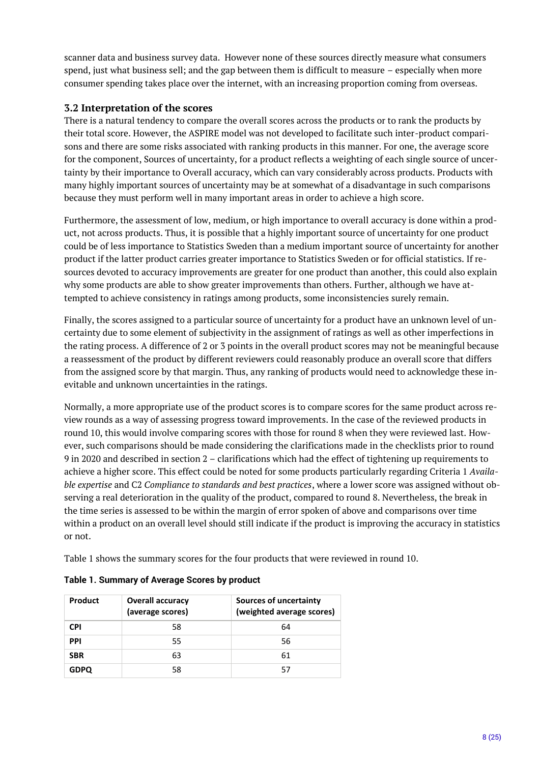scanner data and business survey data. However none of these sources directly measure what consumers spend, just what business sell; and the gap between them is difficult to measure – especially when more consumer spending takes place over the internet, with an increasing proportion coming from overseas.

### 3.2 Interpretation of the scores

There is a natural tendency to compare the overall scores across the products or to rank the products by their total score. However, the ASPIRE model was not developed to facilitate such inter-product comparisons and there are some risks associated with ranking products in this manner. For one, the average score for the component, Sources of uncertainty, for a product reflects a weighting of each single source of uncertainty by their importance to Overall accuracy, which can vary considerably across products. Products with many highly important sources of uncertainty may be at somewhat of a disadvantage in such comparisons because they must perform well in many important areas in order to achieve a high score.

Furthermore, the assessment of low, medium, or high importance to overall accuracy is done within a product, not across products. Thus, it is possible that a highly important source of uncertainty for one product could be of less importance to Statistics Sweden than a medium important source of uncertainty for another product if the latter product carries greater importance to Statistics Sweden or for official statistics. If resources devoted to accuracy improvements are greater for one product than another, this could also explain why some products are able to show greater improvements than others. Further, although we have attempted to achieve consistency in ratings among products, some inconsistencies surely remain.

Finally, the scores assigned to a particular source of uncertainty for a product have an unknown level of uncertainty due to some element of subjectivity in the assignment of ratings as well as other imperfections in the rating process. A difference of 2 or 3 points in the overall product scores may not be meaningful because a reassessment of the product by different reviewers could reasonably produce an overall score that differs from the assigned score by that margin. Thus, any ranking of products would need to acknowledge these inevitable and unknown uncertainties in the ratings.

Normally, a more appropriate use of the product scores is to compare scores for the same product across review rounds as a way of assessing progress toward improvements. In the case of the reviewed products in round 10, this would involve comparing scores with those for round 8 when they were reviewed last. However, such comparisons should be made considering the clarifications made in the checklists prior to round 9 in 2020 and described in section 2 – clarifications which had the effect of tightening up requirements to achieve a higher score. This effect could be noted for some products particularly regarding Criteria 1 *Available expertise* and C2 *Compliance to standards and best practices*, where a lower score was assigned without observing a real deterioration in the quality of the product, compared to round 8. Nevertheless, the break in the time series is assessed to be within the margin of error spoken of above and comparisons over time within a product on an overall level should still indicate if the product is improving the accuracy in statistics or not.

Table 1 shows the summary scores for the four products that were reviewed in round 10.

**Table 1. Summary of Average Scores by product**

| Product | Overall accuracy (average scores) | Sources of uncertainty (weighted average scores) |
|---|---|---|
| **CPI** | 58 | 64 |
| **PPI** | 55 | 56 |
| **SBR** | 63 | 61 |
| **GDPQ** | 58 | 57 |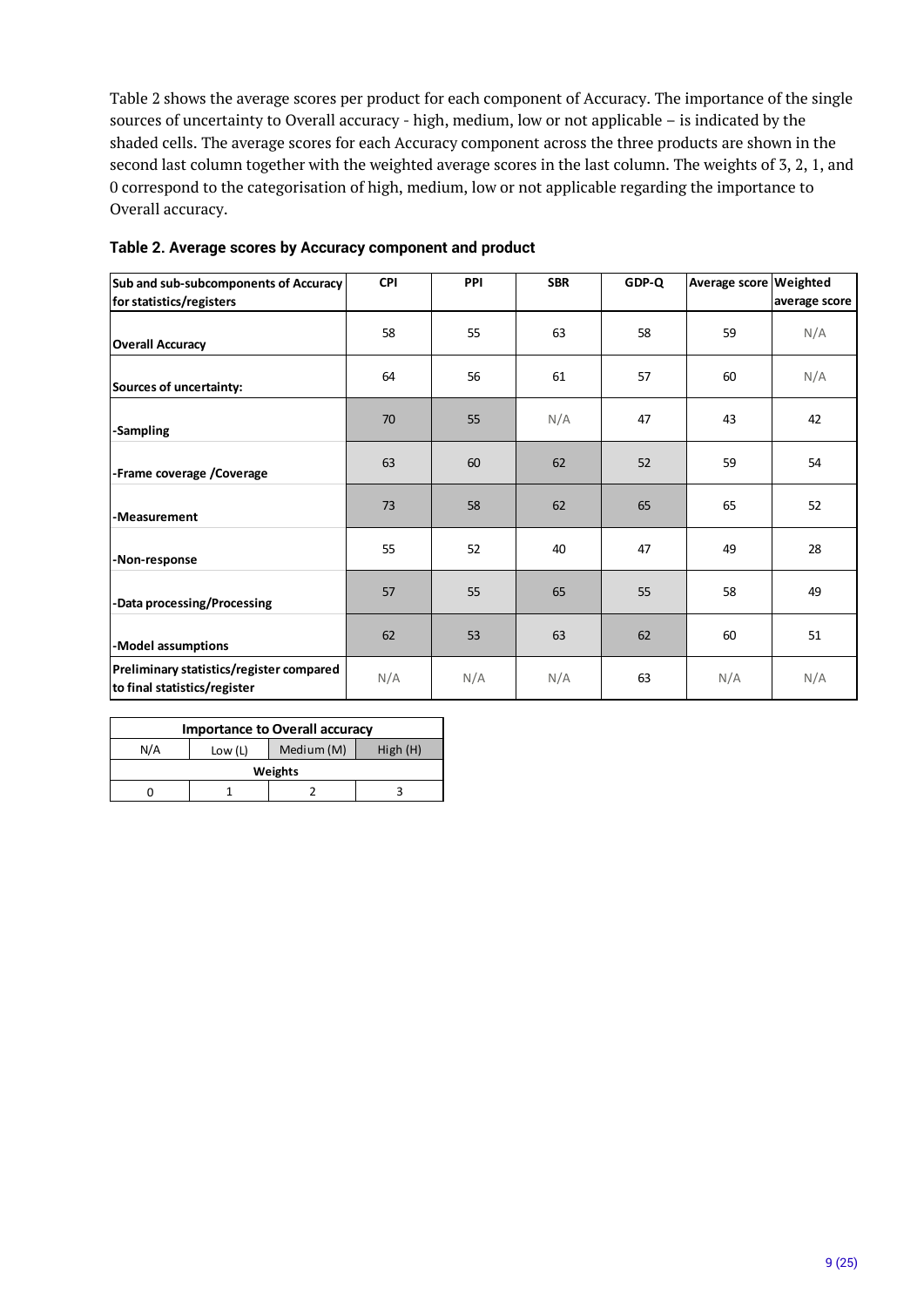Table 2 shows the average scores per product for each component of Accuracy. The importance of the single sources of uncertainty to Overall accuracy - high, medium, low or not applicable – is indicated by the shaded cells. The average scores for each Accuracy component across the three products are shown in the second last column together with the weighted average scores in the last column. The weights of 3, 2, 1, and 0 correspond to the categorisation of high, medium, low or not applicable regarding the importance to Overall accuracy.

**Table 2. Average scores by Accuracy component and product**

| Sub and sub-subcomponents of Accuracy for statistics/registers | CPI | PPI | SBR | GDP-Q | Average score | Weighted average score |
|---|---|---|---|---|---|---|
| **Overall Accuracy** | 58 | 55 | 63 | 58 | 59 | N/A |
| **Sources of uncertainty:** | 64 | 56 | 61 | 57 | 60 | N/A |
| **-Sampling** | 70 | 55 | N/A | 47 | 43 | 42 |
| **-Frame coverage /Coverage** | 63 | 60 | 62 | 52 | 59 | 54 |
| **-Measurement** | 73 | 58 | 62 | 65 | 65 | 52 |
| **-Non-response** | 55 | 52 | 40 | 47 | 49 | 28 |
| **-Data processing/Processing** | 57 | 55 | 65 | 55 | 58 | 49 |
| **-Model assumptions** | 62 | 53 | 63 | 62 | 60 | 51 |
| **Preliminary statistics/register compared to final statistics/register** | N/A | N/A | N/A | 63 | N/A | N/A |

| Importance to Overall accuracy | | | |
|---|---|---|---|
| N/A | Low (L) | Medium (M) | High (H) |
| **Weights** | | | |
| 0 | 1 | 2 | 3 |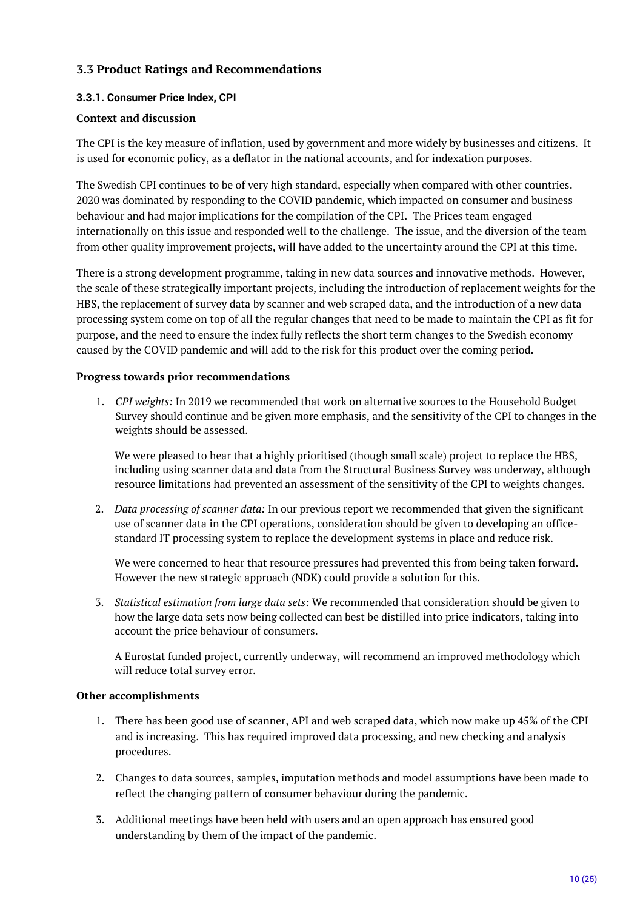## 3.3 Product Ratings and Recommendations

### 3.3.1. Consumer Price Index, CPI

**Context and discussion**

The CPI is the key measure of inflation, used by government and more widely by businesses and citizens. It is used for economic policy, as a deflator in the national accounts, and for indexation purposes.

The Swedish CPI continues to be of very high standard, especially when compared with other countries. 2020 was dominated by responding to the COVID pandemic, which impacted on consumer and business behaviour and had major implications for the compilation of the CPI. The Prices team engaged internationally on this issue and responded well to the challenge. The issue, and the diversion of the team from other quality improvement projects, will have added to the uncertainty around the CPI at this time.

There is a strong development programme, taking in new data sources and innovative methods. However, the scale of these strategically important projects, including the introduction of replacement weights for the HBS, the replacement of survey data by scanner and web scraped data, and the introduction of a new data processing system come on top of all the regular changes that need to be made to maintain the CPI as fit for purpose, and the need to ensure the index fully reflects the short term changes to the Swedish economy caused by the COVID pandemic and will add to the risk for this product over the coming period.

**Progress towards prior recommendations**

1. *CPI weights:* In 2019 we recommended that work on alternative sources to the Household Budget Survey should continue and be given more emphasis, and the sensitivity of the CPI to changes in the weights should be assessed.

   We were pleased to hear that a highly prioritised (though small scale) project to replace the HBS, including using scanner data and data from the Structural Business Survey was underway, although resource limitations had prevented an assessment of the sensitivity of the CPI to weights changes.

2. *Data processing of scanner data:* In our previous report we recommended that given the significant use of scanner data in the CPI operations, consideration should be given to developing an office-standard IT processing system to replace the development systems in place and reduce risk.

   We were concerned to hear that resource pressures had prevented this from being taken forward. However the new strategic approach (NDK) could provide a solution for this.

3. *Statistical estimation from large data sets:* We recommended that consideration should be given to how the large data sets now being collected can best be distilled into price indicators, taking into account the price behaviour of consumers.

   A Eurostat funded project, currently underway, will recommend an improved methodology which will reduce total survey error.

**Other accomplishments**

1. There has been good use of scanner, API and web scraped data, which now make up 45% of the CPI and is increasing. This has required improved data processing, and new checking and analysis procedures.

2. Changes to data sources, samples, imputation methods and model assumptions have been made to reflect the changing pattern of consumer behaviour during the pandemic.

3. Additional meetings have been held with users and an open approach has ensured good understanding by them of the impact of the pandemic.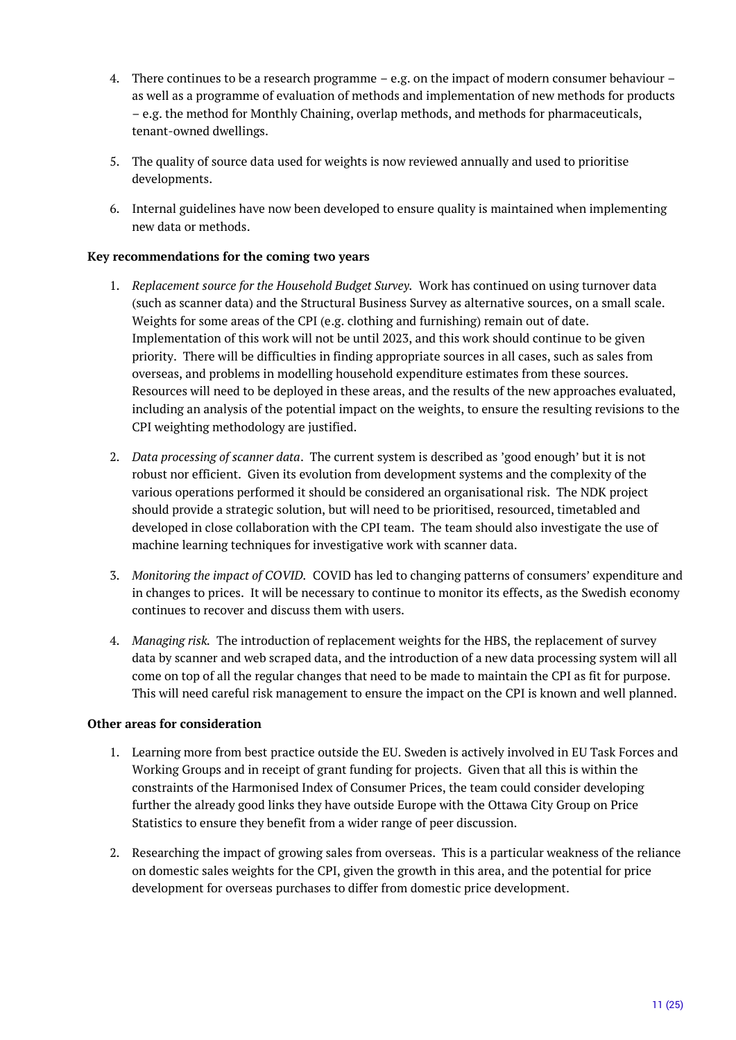4. There continues to be a research programme – e.g. on the impact of modern consumer behaviour – as well as a programme of evaluation of methods and implementation of new methods for products – e.g. the method for Monthly Chaining, overlap methods, and methods for pharmaceuticals, tenant-owned dwellings.

5. The quality of source data used for weights is now reviewed annually and used to prioritise developments.

6. Internal guidelines have now been developed to ensure quality is maintained when implementing new data or methods.

**Key recommendations for the coming two years**

1. *Replacement source for the Household Budget Survey.* Work has continued on using turnover data (such as scanner data) and the Structural Business Survey as alternative sources, on a small scale. Weights for some areas of the CPI (e.g. clothing and furnishing) remain out of date. Implementation of this work will not be until 2023, and this work should continue to be given priority. There will be difficulties in finding appropriate sources in all cases, such as sales from overseas, and problems in modelling household expenditure estimates from these sources. Resources will need to be deployed in these areas, and the results of the new approaches evaluated, including an analysis of the potential impact on the weights, to ensure the resulting revisions to the CPI weighting methodology are justified.

2. *Data processing of scanner data*. The current system is described as 'good enough' but it is not robust nor efficient. Given its evolution from development systems and the complexity of the various operations performed it should be considered an organisational risk. The NDK project should provide a strategic solution, but will need to be prioritised, resourced, timetabled and developed in close collaboration with the CPI team. The team should also investigate the use of machine learning techniques for investigative work with scanner data.

3. *Monitoring the impact of COVID.* COVID has led to changing patterns of consumers' expenditure and in changes to prices. It will be necessary to continue to monitor its effects, as the Swedish economy continues to recover and discuss them with users.

4. *Managing risk.* The introduction of replacement weights for the HBS, the replacement of survey data by scanner and web scraped data, and the introduction of a new data processing system will all come on top of all the regular changes that need to be made to maintain the CPI as fit for purpose. This will need careful risk management to ensure the impact on the CPI is known and well planned.

**Other areas for consideration**

1. Learning more from best practice outside the EU. Sweden is actively involved in EU Task Forces and Working Groups and in receipt of grant funding for projects. Given that all this is within the constraints of the Harmonised Index of Consumer Prices, the team could consider developing further the already good links they have outside Europe with the Ottawa City Group on Price Statistics to ensure they benefit from a wider range of peer discussion.

2. Researching the impact of growing sales from overseas. This is a particular weakness of the reliance on domestic sales weights for the CPI, given the growth in this area, and the potential for price development for overseas purchases to differ from domestic price development.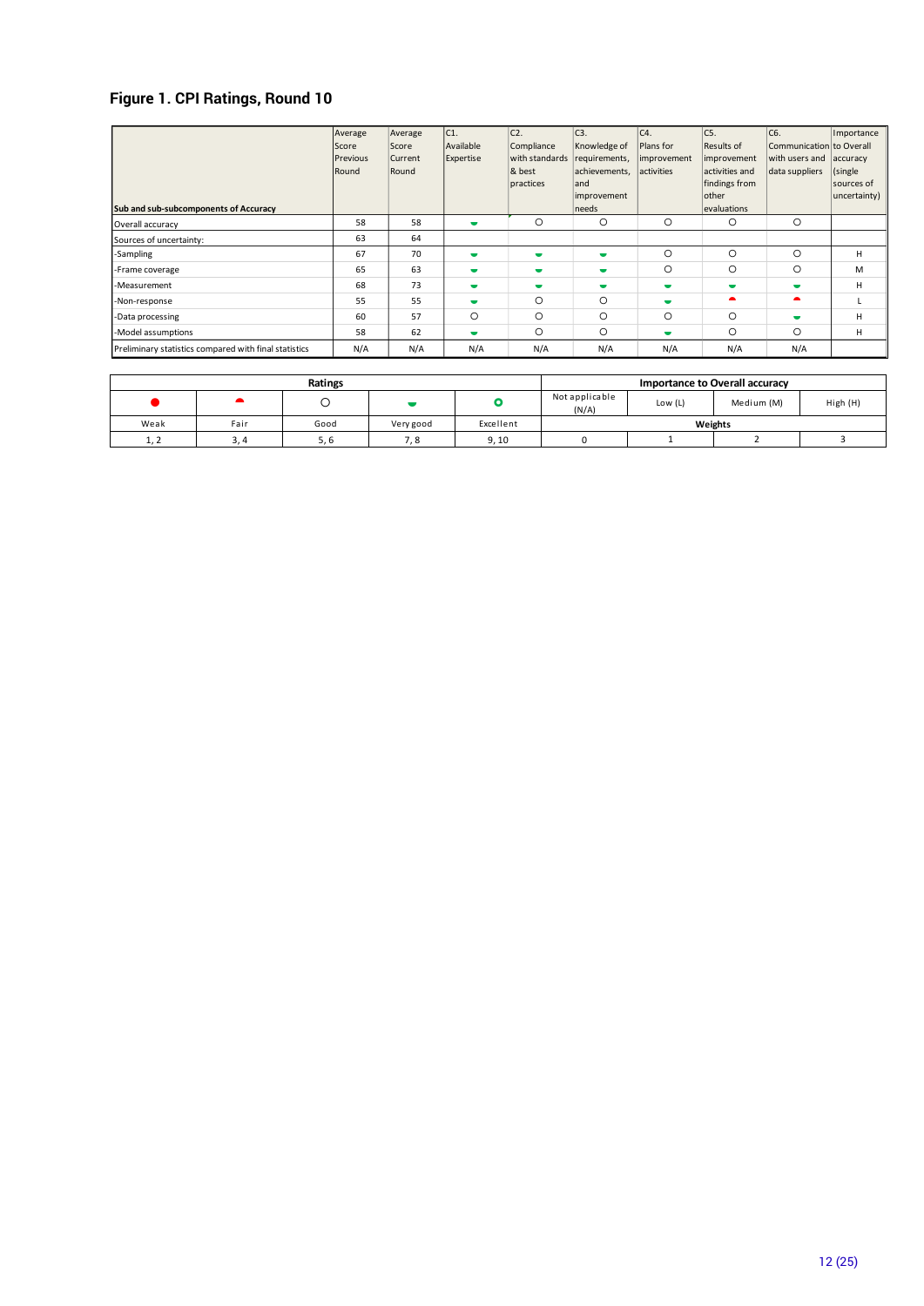## Figure 1. CPI Ratings, Round 10

| Sub and sub-subcomponents of Accuracy | Average Score Previous Round | Average Score Current Round | C1. Available Expertise | C2. Compliance with standards & best practices | C3. Knowledge of requirements, achievements, and improvement needs | C4. Plans for improvement activities | C5. Results of improvement activities and findings from other evaluations | C6. Communication with users and data suppliers | Importance to Overall accuracy (single sources of uncertainty) |
|---|---|---|---|---|---|---|---|---|---|
| Overall accuracy | 58 | 58 | Very good | Good | Good | Good | Good | Good | |
| Sources of uncertainty: | 63 | 64 | | | | | | | |
| -Sampling | 67 | 70 | Very good | Very good | Very good | Good | Good | Good | H |
| -Frame coverage | 65 | 63 | Very good | Very good | Very good | Good | Good | Good | M |
| -Measurement | 68 | 73 | Very good | Very good | Very good | Very good | Very good | Very good | H |
| -Non-response | 55 | 55 | Very good | Good | Good | Very good | Fair | Fair | L |
| -Data processing | 60 | 57 | Good | Good | Good | Good | Good | Very good | H |
| -Model assumptions | 58 | 62 | Very good | Good | Good | Very good | Good | Good | H |
| Preliminary statistics compared with final statistics | N/A | N/A | N/A | N/A | N/A | N/A | N/A | N/A | |

| Ratings | | | | | Importance to Overall accuracy | | | |
|---|---|---|---|---|---|---|---|---|
| ● | ◓ | ○ | ◒ | ⭘ | Not applicable (N/A) | Low (L) | Medium (M) | High (H) |
| Weak | Fair | Good | Very good | Excellent | Weights | | | |
| 1, 2 | 3, 4 | 5, 6 | 7, 8 | 9, 10 | 0 | 1 | 2 | 3 |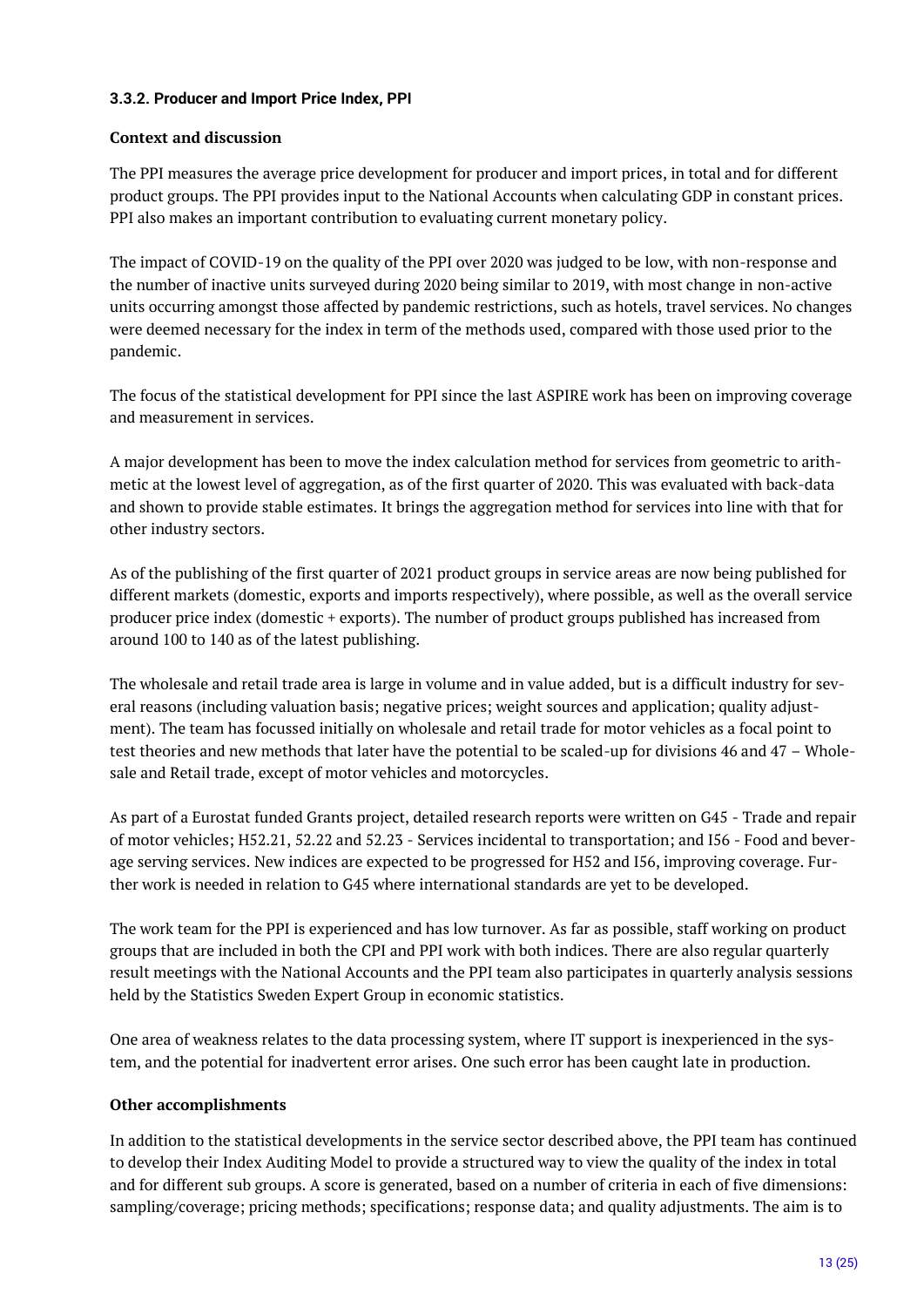### 3.3.2. Producer and Import Price Index, PPI

**Context and discussion**

The PPI measures the average price development for producer and import prices, in total and for different product groups. The PPI provides input to the National Accounts when calculating GDP in constant prices. PPI also makes an important contribution to evaluating current monetary policy.

The impact of COVID-19 on the quality of the PPI over 2020 was judged to be low, with non-response and the number of inactive units surveyed during 2020 being similar to 2019, with most change in non-active units occurring amongst those affected by pandemic restrictions, such as hotels, travel services. No changes were deemed necessary for the index in term of the methods used, compared with those used prior to the pandemic.

The focus of the statistical development for PPI since the last ASPIRE work has been on improving coverage and measurement in services.

A major development has been to move the index calculation method for services from geometric to arithmetic at the lowest level of aggregation, as of the first quarter of 2020. This was evaluated with back-data and shown to provide stable estimates. It brings the aggregation method for services into line with that for other industry sectors.

As of the publishing of the first quarter of 2021 product groups in service areas are now being published for different markets (domestic, exports and imports respectively), where possible, as well as the overall service producer price index (domestic + exports). The number of product groups published has increased from around 100 to 140 as of the latest publishing.

The wholesale and retail trade area is large in volume and in value added, but is a difficult industry for several reasons (including valuation basis; negative prices; weight sources and application; quality adjustment). The team has focussed initially on wholesale and retail trade for motor vehicles as a focal point to test theories and new methods that later have the potential to be scaled-up for divisions 46 and 47 – Wholesale and Retail trade, except of motor vehicles and motorcycles.

As part of a Eurostat funded Grants project, detailed research reports were written on G45 - Trade and repair of motor vehicles; H52.21, 52.22 and 52.23 - Services incidental to transportation; and I56 - Food and beverage serving services. New indices are expected to be progressed for H52 and I56, improving coverage. Further work is needed in relation to G45 where international standards are yet to be developed.

The work team for the PPI is experienced and has low turnover. As far as possible, staff working on product groups that are included in both the CPI and PPI work with both indices. There are also regular quarterly result meetings with the National Accounts and the PPI team also participates in quarterly analysis sessions held by the Statistics Sweden Expert Group in economic statistics.

One area of weakness relates to the data processing system, where IT support is inexperienced in the system, and the potential for inadvertent error arises. One such error has been caught late in production.

**Other accomplishments**

In addition to the statistical developments in the service sector described above, the PPI team has continued to develop their Index Auditing Model to provide a structured way to view the quality of the index in total and for different sub groups. A score is generated, based on a number of criteria in each of five dimensions: sampling/coverage; pricing methods; specifications; response data; and quality adjustments. The aim is to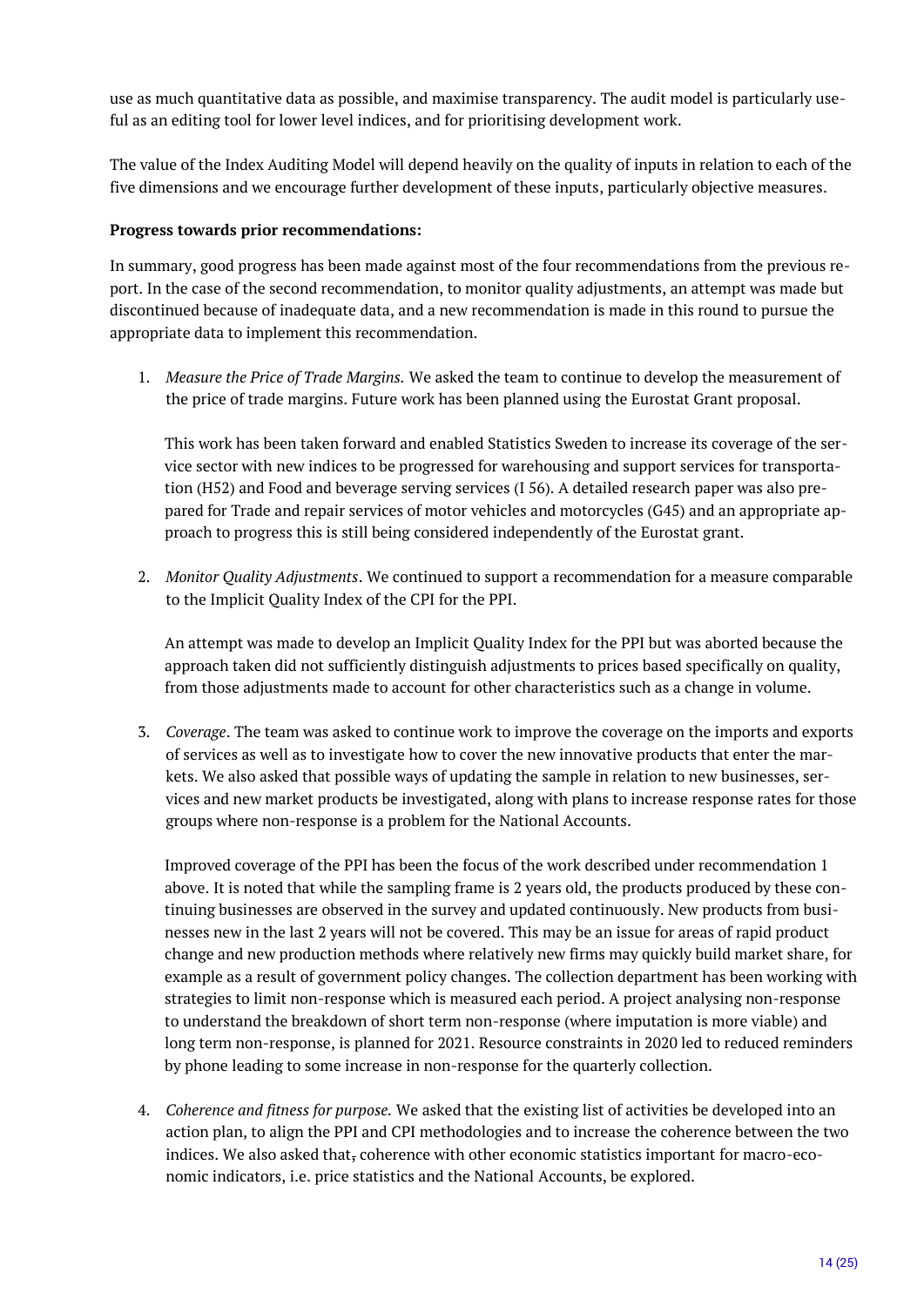use as much quantitative data as possible, and maximise transparency. The audit model is particularly useful as an editing tool for lower level indices, and for prioritising development work.

The value of the Index Auditing Model will depend heavily on the quality of inputs in relation to each of the five dimensions and we encourage further development of these inputs, particularly objective measures.

**Progress towards prior recommendations:**

In summary, good progress has been made against most of the four recommendations from the previous report. In the case of the second recommendation, to monitor quality adjustments, an attempt was made but discontinued because of inadequate data, and a new recommendation is made in this round to pursue the appropriate data to implement this recommendation.

1. *Measure the Price of Trade Margins.* We asked the team to continue to develop the measurement of the price of trade margins. Future work has been planned using the Eurostat Grant proposal.

   This work has been taken forward and enabled Statistics Sweden to increase its coverage of the service sector with new indices to be progressed for warehousing and support services for transportation (H52) and Food and beverage serving services (I 56). A detailed research paper was also prepared for Trade and repair services of motor vehicles and motorcycles (G45) and an appropriate approach to progress this is still being considered independently of the Eurostat grant.

2. *Monitor Quality Adjustments*. We continued to support a recommendation for a measure comparable to the Implicit Quality Index of the CPI for the PPI.

   An attempt was made to develop an Implicit Quality Index for the PPI but was aborted because the approach taken did not sufficiently distinguish adjustments to prices based specifically on quality, from those adjustments made to account for other characteristics such as a change in volume.

3. *Coverage*. The team was asked to continue work to improve the coverage on the imports and exports of services as well as to investigate how to cover the new innovative products that enter the markets. We also asked that possible ways of updating the sample in relation to new businesses, services and new market products be investigated, along with plans to increase response rates for those groups where non-response is a problem for the National Accounts.

   Improved coverage of the PPI has been the focus of the work described under recommendation 1 above. It is noted that while the sampling frame is 2 years old, the products produced by these continuing businesses are observed in the survey and updated continuously. New products from businesses new in the last 2 years will not be covered. This may be an issue for areas of rapid product change and new production methods where relatively new firms may quickly build market share, for example as a result of government policy changes. The collection department has been working with strategies to limit non-response which is measured each period. A project analysing non-response to understand the breakdown of short term non-response (where imputation is more viable) and long term non-response, is planned for 2021. Resource constraints in 2020 led to reduced reminders by phone leading to some increase in non-response for the quarterly collection.

4. *Coherence and fitness for purpose.* We asked that the existing list of activities be developed into an action plan, to align the PPI and CPI methodologies and to increase the coherence between the two indices. We also asked that~~,~~ coherence with other economic statistics important for macro-economic indicators, i.e. price statistics and the National Accounts, be explored.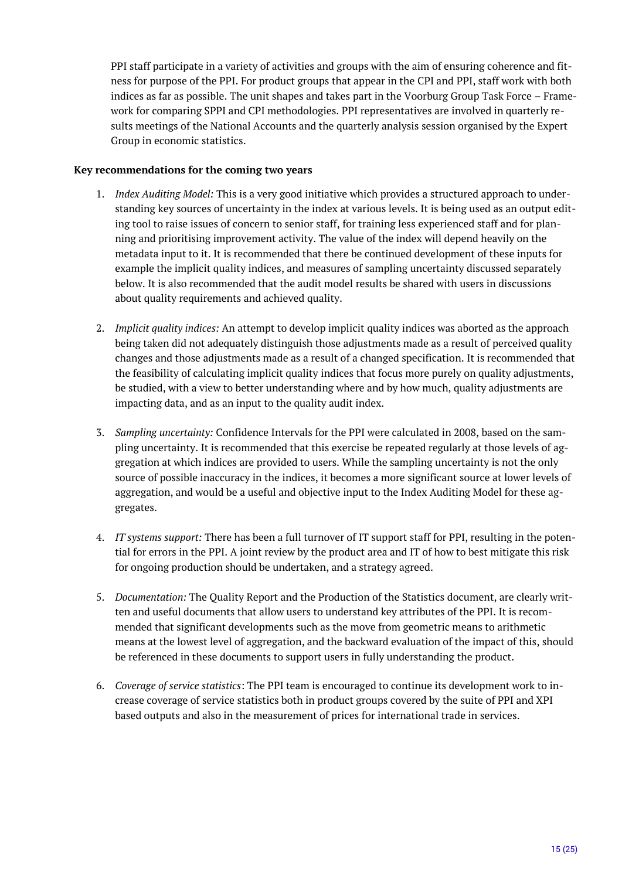PPI staff participate in a variety of activities and groups with the aim of ensuring coherence and fitness for purpose of the PPI. For product groups that appear in the CPI and PPI, staff work with both indices as far as possible. The unit shapes and takes part in the Voorburg Group Task Force – Framework for comparing SPPI and CPI methodologies. PPI representatives are involved in quarterly results meetings of the National Accounts and the quarterly analysis session organised by the Expert Group in economic statistics.

**Key recommendations for the coming two years**

1. *Index Auditing Model:* This is a very good initiative which provides a structured approach to understanding key sources of uncertainty in the index at various levels. It is being used as an output editing tool to raise issues of concern to senior staff, for training less experienced staff and for planning and prioritising improvement activity. The value of the index will depend heavily on the metadata input to it. It is recommended that there be continued development of these inputs for example the implicit quality indices, and measures of sampling uncertainty discussed separately below. It is also recommended that the audit model results be shared with users in discussions about quality requirements and achieved quality.

2. *Implicit quality indices:* An attempt to develop implicit quality indices was aborted as the approach being taken did not adequately distinguish those adjustments made as a result of perceived quality changes and those adjustments made as a result of a changed specification. It is recommended that the feasibility of calculating implicit quality indices that focus more purely on quality adjustments, be studied, with a view to better understanding where and by how much, quality adjustments are impacting data, and as an input to the quality audit index.

3. *Sampling uncertainty:* Confidence Intervals for the PPI were calculated in 2008, based on the sampling uncertainty. It is recommended that this exercise be repeated regularly at those levels of aggregation at which indices are provided to users. While the sampling uncertainty is not the only source of possible inaccuracy in the indices, it becomes a more significant source at lower levels of aggregation, and would be a useful and objective input to the Index Auditing Model for these aggregates.

4. *IT systems support:* There has been a full turnover of IT support staff for PPI, resulting in the potential for errors in the PPI. A joint review by the product area and IT of how to best mitigate this risk for ongoing production should be undertaken, and a strategy agreed.

5. *Documentation:* The Quality Report and the Production of the Statistics document, are clearly written and useful documents that allow users to understand key attributes of the PPI. It is recommended that significant developments such as the move from geometric means to arithmetic means at the lowest level of aggregation, and the backward evaluation of the impact of this, should be referenced in these documents to support users in fully understanding the product.

6. *Coverage of service statistics*: The PPI team is encouraged to continue its development work to increase coverage of service statistics both in product groups covered by the suite of PPI and XPI based outputs and also in the measurement of prices for international trade in services.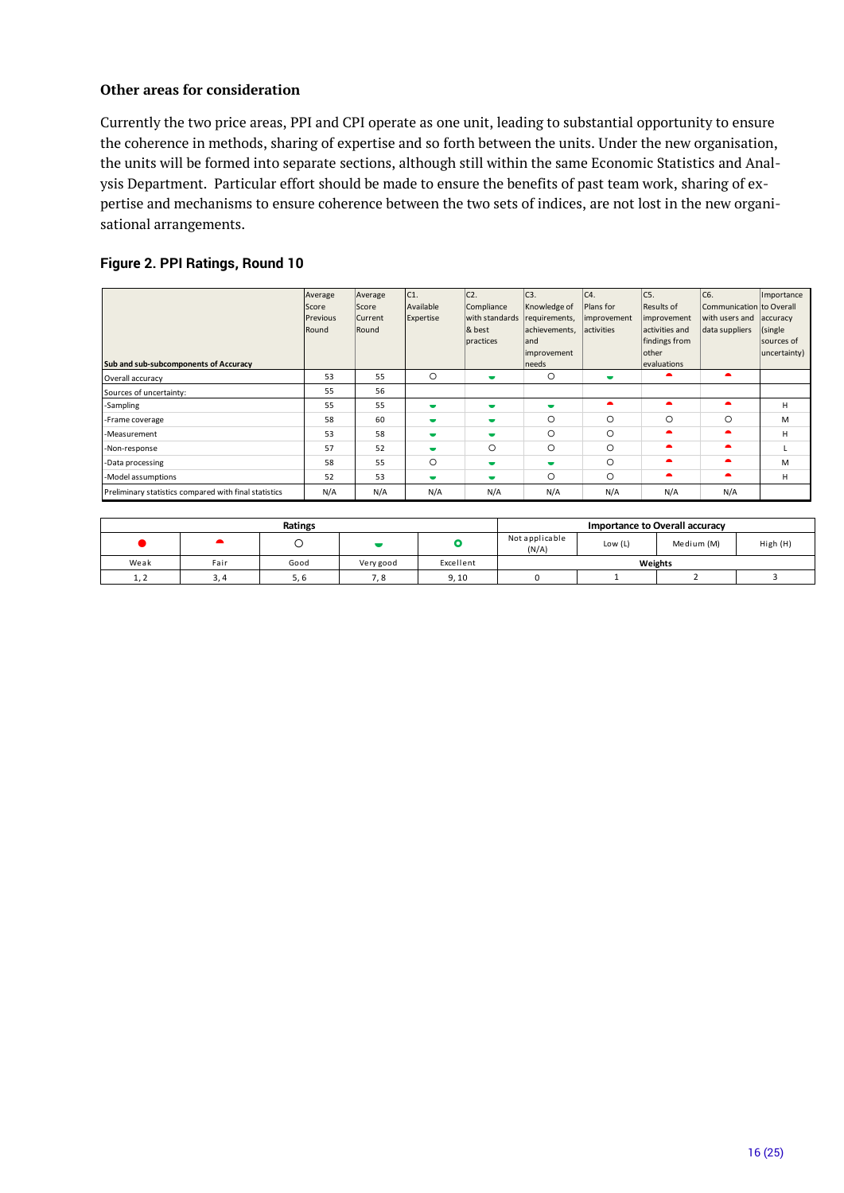### Other areas for consideration

Currently the two price areas, PPI and CPI operate as one unit, leading to substantial opportunity to ensure the coherence in methods, sharing of expertise and so forth between the units. Under the new organisation, the units will be formed into separate sections, although still within the same Economic Statistics and Analysis Department. Particular effort should be made to ensure the benefits of past team work, sharing of expertise and mechanisms to ensure coherence between the two sets of indices, are not lost in the new organisational arrangements.

**Figure 2. PPI Ratings, Round 10**

| Sub and sub-subcomponents of Accuracy | Average Score Previous Round | Average Score Current Round | C1. Available Expertise | C2. Compliance with standards & best practices | C3. Knowledge of requirements, achievements, and improvement needs | C4. Plans for improvement activities | C5. Results of improvement activities and findings from other evaluations | C6. Communication with users and data suppliers | Importance to Overall accuracy (single sources of uncertainty) |
|---|---|---|---|---|---|---|---|---|---|
| Overall accuracy | 53 | 55 | Good | Very good | Good | Very good | Fair | Fair | |
| Sources of uncertainty: | 55 | 56 | | | | | | | |
| -Sampling | 55 | 55 | Very good | Very good | Very good | Fair | Fair | Fair | H |
| -Frame coverage | 58 | 60 | Very good | Very good | Good | Good | Good | Good | M |
| -Measurement | 53 | 58 | Very good | Very good | Good | Good | Fair | Fair | H |
| -Non-response | 57 | 52 | Very good | Good | Good | Good | Fair | Fair | L |
| -Data processing | 58 | 55 | Good | Very good | Very good | Good | Fair | Fair | M |
| -Model assumptions | 52 | 53 | Very good | Very good | Good | Good | Fair | Fair | H |
| Preliminary statistics compared with final statistics | N/A | N/A | N/A | N/A | N/A | N/A | N/A | N/A | |

| Ratings | | | | | Importance to Overall accuracy | | | |
|---|---|---|---|---|---|---|---|---|
| ● | ◓ | ○ | ◒ | ◉ | Not applicable (N/A) | Low (L) | Medium (M) | High (H) |
| Weak | Fair | Good | Very good | Excellent | Weights | | | |
| 1, 2 | 3, 4 | 5, 6 | 7, 8 | 9, 10 | 0 | 1 | 2 | 3 |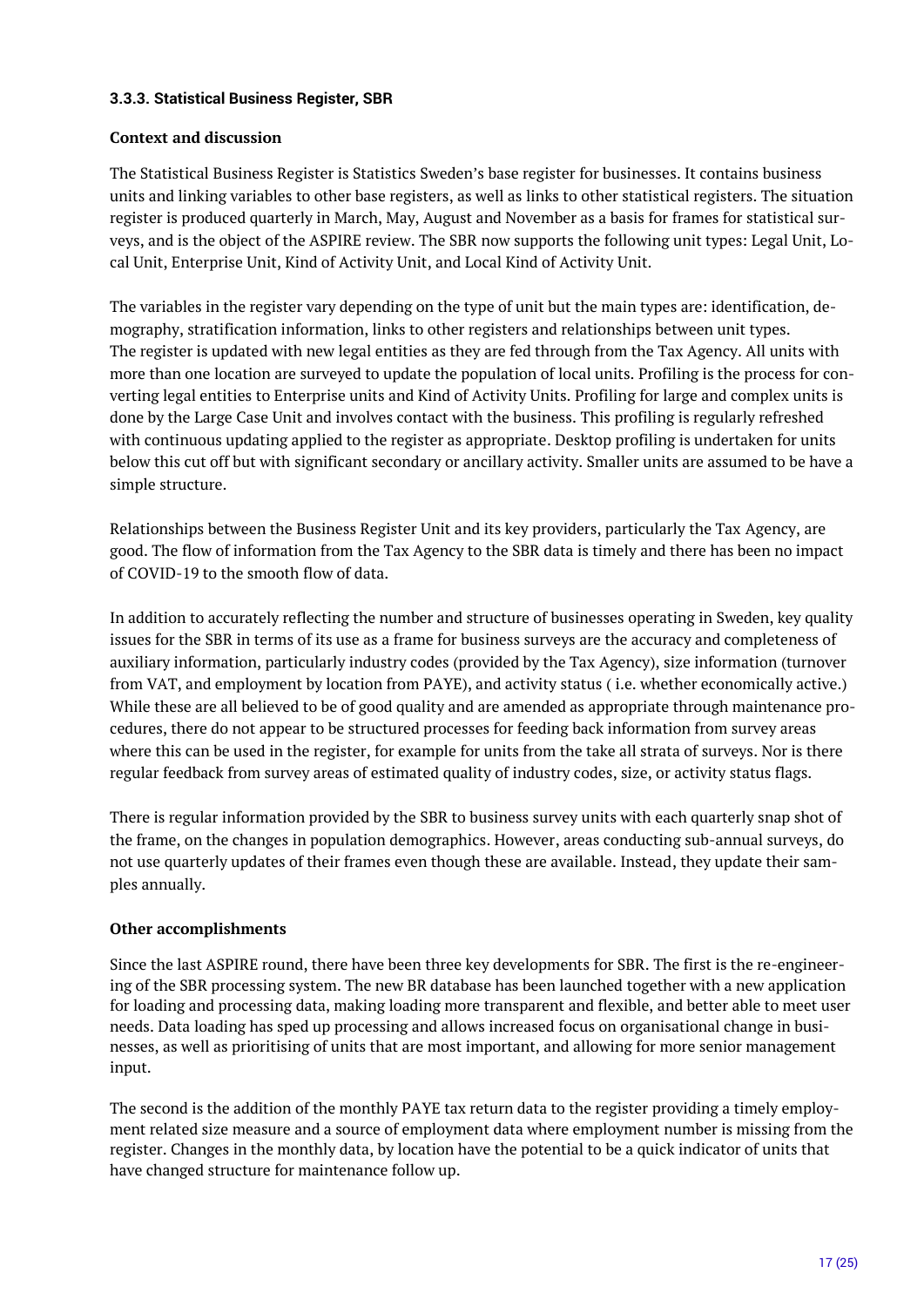### 3.3.3. Statistical Business Register, SBR

**Context and discussion**

The Statistical Business Register is Statistics Sweden's base register for businesses. It contains business units and linking variables to other base registers, as well as links to other statistical registers. The situation register is produced quarterly in March, May, August and November as a basis for frames for statistical surveys, and is the object of the ASPIRE review. The SBR now supports the following unit types: Legal Unit, Local Unit, Enterprise Unit, Kind of Activity Unit, and Local Kind of Activity Unit.

The variables in the register vary depending on the type of unit but the main types are: identification, demography, stratification information, links to other registers and relationships between unit types. The register is updated with new legal entities as they are fed through from the Tax Agency. All units with more than one location are surveyed to update the population of local units. Profiling is the process for converting legal entities to Enterprise units and Kind of Activity Units. Profiling for large and complex units is done by the Large Case Unit and involves contact with the business. This profiling is regularly refreshed with continuous updating applied to the register as appropriate. Desktop profiling is undertaken for units below this cut off but with significant secondary or ancillary activity. Smaller units are assumed to be have a simple structure.

Relationships between the Business Register Unit and its key providers, particularly the Tax Agency, are good. The flow of information from the Tax Agency to the SBR data is timely and there has been no impact of COVID-19 to the smooth flow of data.

In addition to accurately reflecting the number and structure of businesses operating in Sweden, key quality issues for the SBR in terms of its use as a frame for business surveys are the accuracy and completeness of auxiliary information, particularly industry codes (provided by the Tax Agency), size information (turnover from VAT, and employment by location from PAYE), and activity status ( i.e. whether economically active.) While these are all believed to be of good quality and are amended as appropriate through maintenance procedures, there do not appear to be structured processes for feeding back information from survey areas where this can be used in the register, for example for units from the take all strata of surveys. Nor is there regular feedback from survey areas of estimated quality of industry codes, size, or activity status flags.

There is regular information provided by the SBR to business survey units with each quarterly snap shot of the frame, on the changes in population demographics. However, areas conducting sub-annual surveys, do not use quarterly updates of their frames even though these are available. Instead, they update their samples annually.

**Other accomplishments**

Since the last ASPIRE round, there have been three key developments for SBR. The first is the re-engineering of the SBR processing system. The new BR database has been launched together with a new application for loading and processing data, making loading more transparent and flexible, and better able to meet user needs. Data loading has sped up processing and allows increased focus on organisational change in businesses, as well as prioritising of units that are most important, and allowing for more senior management input.

The second is the addition of the monthly PAYE tax return data to the register providing a timely employment related size measure and a source of employment data where employment number is missing from the register. Changes in the monthly data, by location have the potential to be a quick indicator of units that have changed structure for maintenance follow up.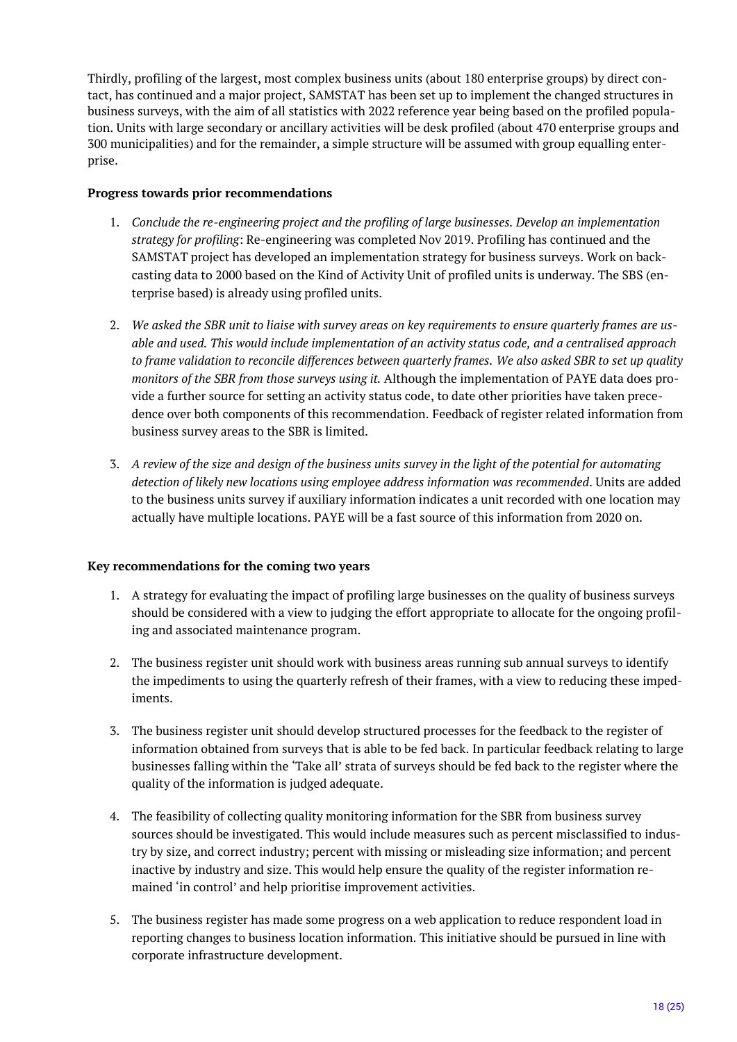Thirdly, profiling of the largest, most complex business units (about 180 enterprise groups) by direct contact, has continued and a major project, SAMSTAT has been set up to implement the changed structures in business surveys, with the aim of all statistics with 2022 reference year being based on the profiled population. Units with large secondary or ancillary activities will be desk profiled (about 470 enterprise groups and 300 municipalities) and for the remainder, a simple structure will be assumed with group equalling enterprise.

**Progress towards prior recommendations**

1. *Conclude the re-engineering project and the profiling of large businesses. Develop an implementation strategy for profiling*: Re-engineering was completed Nov 2019. Profiling has continued and the SAMSTAT project has developed an implementation strategy for business surveys. Work on back-casting data to 2000 based on the Kind of Activity Unit of profiled units is underway. The SBS (enterprise based) is already using profiled units.

2. *We asked the SBR unit to liaise with survey areas on key requirements to ensure quarterly frames are usable and used. This would include implementation of an activity status code, and a centralised approach to frame validation to reconcile differences between quarterly frames. We also asked SBR to set up quality monitors of the SBR from those surveys using it.* Although the implementation of PAYE data does provide a further source for setting an activity status code, to date other priorities have taken precedence over both components of this recommendation. Feedback of register related information from business survey areas to the SBR is limited.

3. *A review of the size and design of the business units survey in the light of the potential for automating detection of likely new locations using employee address information was recommended*. Units are added to the business units survey if auxiliary information indicates a unit recorded with one location may actually have multiple locations. PAYE will be a fast source of this information from 2020 on.

**Key recommendations for the coming two years**

1. A strategy for evaluating the impact of profiling large businesses on the quality of business surveys should be considered with a view to judging the effort appropriate to allocate for the ongoing profiling and associated maintenance program.

2. The business register unit should work with business areas running sub annual surveys to identify the impediments to using the quarterly refresh of their frames, with a view to reducing these impediments.

3. The business register unit should develop structured processes for the feedback to the register of information obtained from surveys that is able to be fed back. In particular feedback relating to large businesses falling within the 'Take all' strata of surveys should be fed back to the register where the quality of the information is judged adequate.

4. The feasibility of collecting quality monitoring information for the SBR from business survey sources should be investigated. This would include measures such as percent misclassified to industry by size, and correct industry; percent with missing or misleading size information; and percent inactive by industry and size. This would help ensure the quality of the register information remained 'in control' and help prioritise improvement activities.

5. The business register has made some progress on a web application to reduce respondent load in reporting changes to business location information. This initiative should be pursued in line with corporate infrastructure development.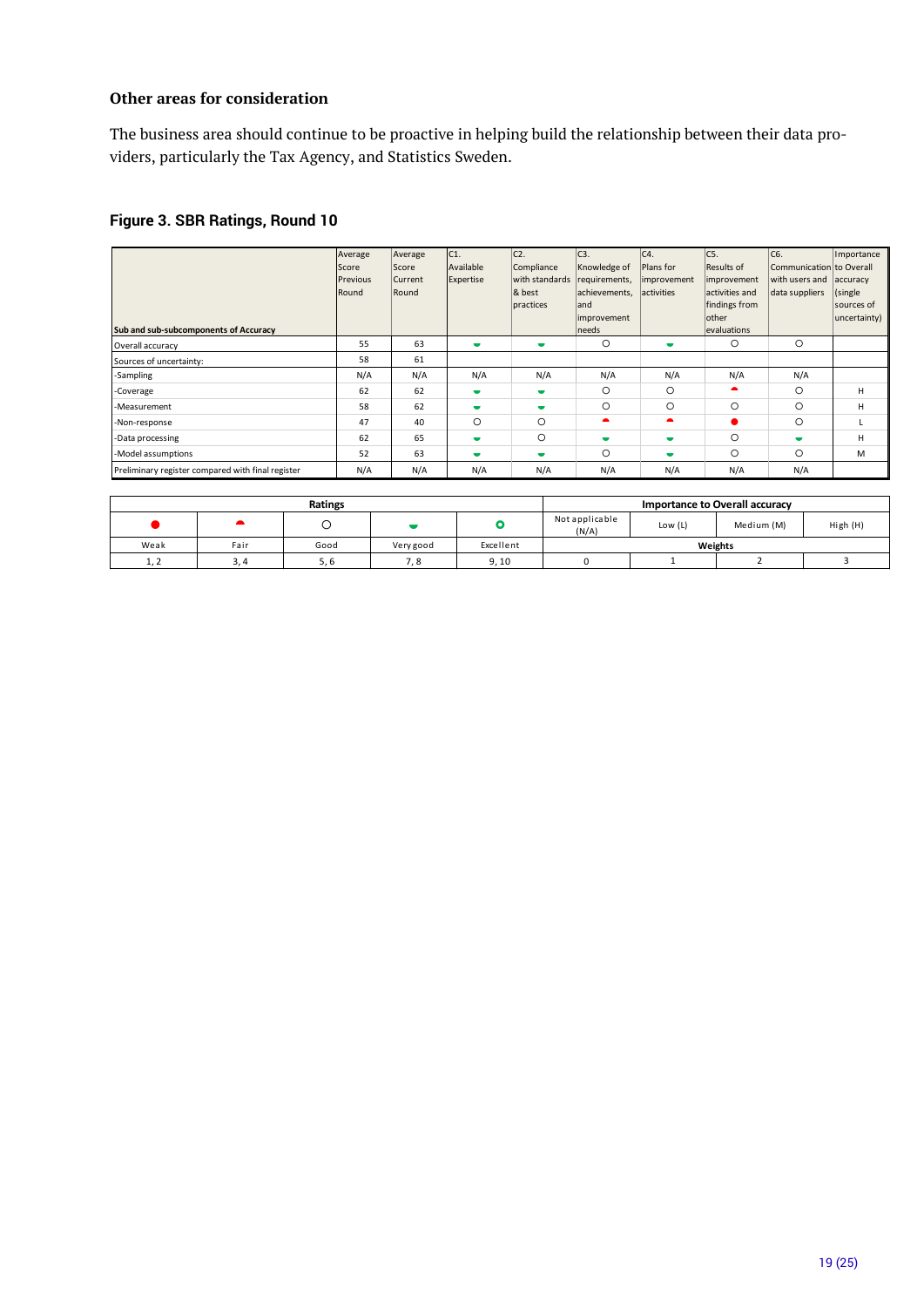### Other areas for consideration

The business area should continue to be proactive in helping build the relationship between their data providers, particularly the Tax Agency, and Statistics Sweden.

## Figure 3. SBR Ratings, Round 10

| Sub and sub-subcomponents of Accuracy | Average Score Previous Round | Average Score Current Round | C1. Available Expertise | C2. Compliance with standards & best practices | C3. Knowledge of requirements, achievements, and improvement needs | C4. Plans for improvement activities | C5. Results of improvement activities and findings from other evaluations | C6. Communication with users and data suppliers | Importance to Overall accuracy (single sources of uncertainty) |
|---|---|---|---|---|---|---|---|---|---|
| Overall accuracy | 55 | 63 | Very good | Very good | Good | Very good | Good | Good | |
| Sources of uncertainty: | 58 | 61 | | | | | | | |
| -Sampling | N/A | N/A | N/A | N/A | N/A | N/A | N/A | N/A | |
| -Coverage | 62 | 62 | Very good | Very good | Good | Good | Fair | Good | H |
| -Measurement | 58 | 62 | Very good | Very good | Good | Good | Good | Good | H |
| -Non-response | 47 | 40 | Good | Good | Fair | Fair | Weak | Good | L |
| -Data processing | 62 | 65 | Very good | Good | Very good | Very good | Good | Very good | H |
| -Model assumptions | 52 | 63 | Very good | Very good | Good | Very good | Good | Good | M |
| Preliminary register compared with final register | N/A | N/A | N/A | N/A | N/A | N/A | N/A | N/A | |

| Ratings | | | | | Importance to Overall accuracy | | | |
|---|---|---|---|---|---|---|---|---|
| ● | ◓ | ○ | ◒ | ◎ | Not applicable (N/A) | Low (L) | Medium (M) | High (H) |
| Weak | Fair | Good | Very good | Excellent | Weights | | | |
| 1, 2 | 3, 4 | 5, 6 | 7, 8 | 9, 10 | 0 | 1 | 2 | 3 |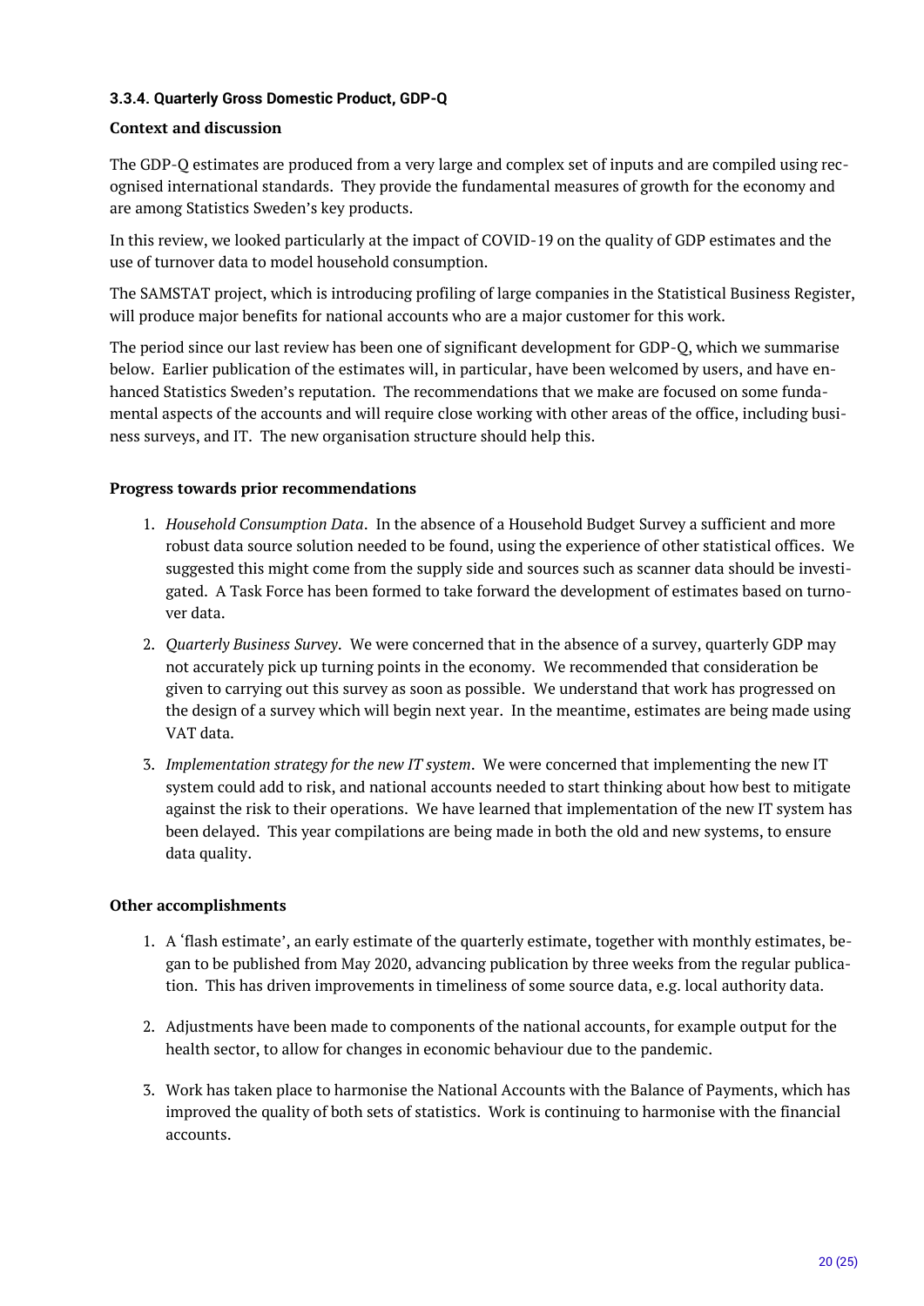### 3.3.4. Quarterly Gross Domestic Product, GDP-Q

**Context and discussion**

The GDP-Q estimates are produced from a very large and complex set of inputs and are compiled using recognised international standards. They provide the fundamental measures of growth for the economy and are among Statistics Sweden's key products.

In this review, we looked particularly at the impact of COVID-19 on the quality of GDP estimates and the use of turnover data to model household consumption.

The SAMSTAT project, which is introducing profiling of large companies in the Statistical Business Register, will produce major benefits for national accounts who are a major customer for this work.

The period since our last review has been one of significant development for GDP-Q, which we summarise below. Earlier publication of the estimates will, in particular, have been welcomed by users, and have enhanced Statistics Sweden's reputation. The recommendations that we make are focused on some fundamental aspects of the accounts and will require close working with other areas of the office, including business surveys, and IT. The new organisation structure should help this.

**Progress towards prior recommendations**

1. *Household Consumption Data*. In the absence of a Household Budget Survey a sufficient and more robust data source solution needed to be found, using the experience of other statistical offices. We suggested this might come from the supply side and sources such as scanner data should be investigated. A Task Force has been formed to take forward the development of estimates based on turnover data.
2. *Quarterly Business Survey*. We were concerned that in the absence of a survey, quarterly GDP may not accurately pick up turning points in the economy. We recommended that consideration be given to carrying out this survey as soon as possible. We understand that work has progressed on the design of a survey which will begin next year. In the meantime, estimates are being made using VAT data.
3. *Implementation strategy for the new IT system*. We were concerned that implementing the new IT system could add to risk, and national accounts needed to start thinking about how best to mitigate against the risk to their operations. We have learned that implementation of the new IT system has been delayed. This year compilations are being made in both the old and new systems, to ensure data quality.

**Other accomplishments**

1. A 'flash estimate', an early estimate of the quarterly estimate, together with monthly estimates, began to be published from May 2020, advancing publication by three weeks from the regular publication. This has driven improvements in timeliness of some source data, e.g. local authority data.
2. Adjustments have been made to components of the national accounts, for example output for the health sector, to allow for changes in economic behaviour due to the pandemic.
3. Work has taken place to harmonise the National Accounts with the Balance of Payments, which has improved the quality of both sets of statistics. Work is continuing to harmonise with the financial accounts.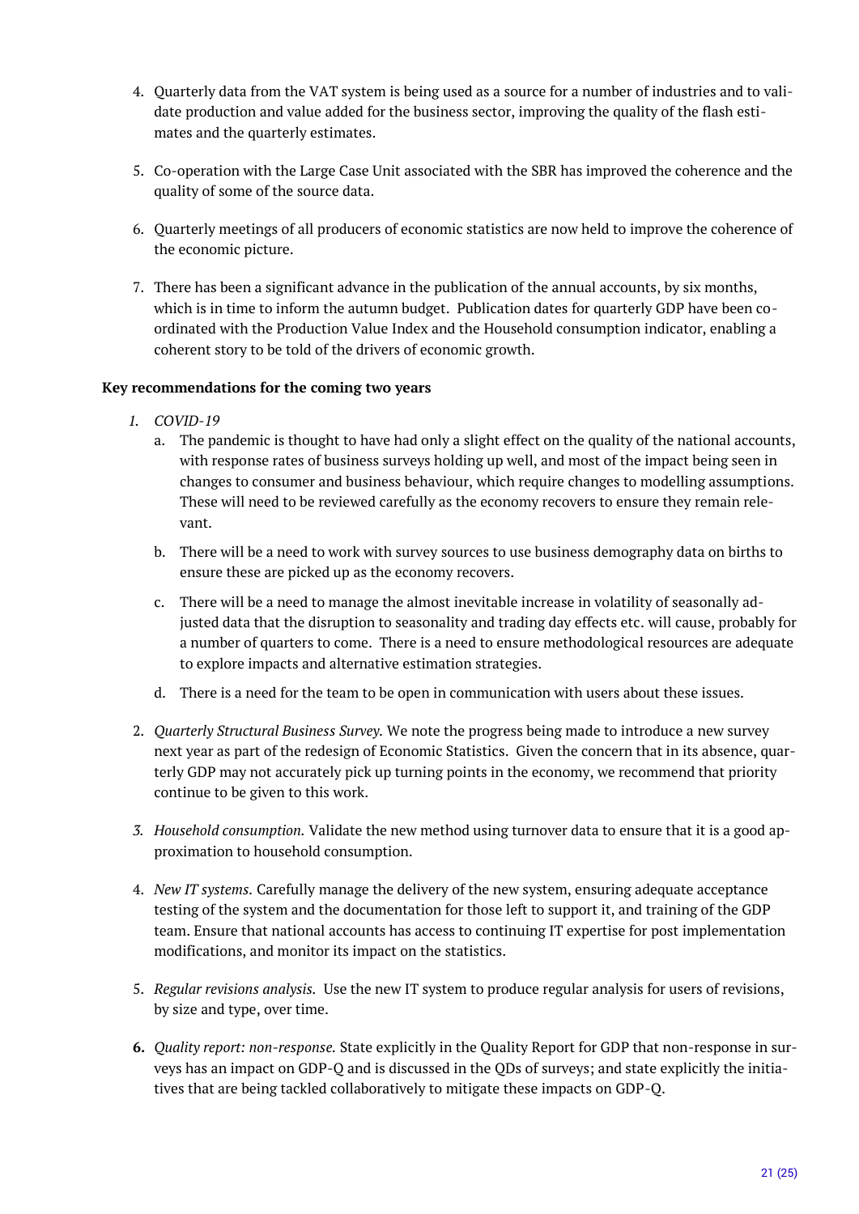4. Quarterly data from the VAT system is being used as a source for a number of industries and to validate production and value added for the business sector, improving the quality of the flash estimates and the quarterly estimates.

5. Co-operation with the Large Case Unit associated with the SBR has improved the coherence and the quality of some of the source data.

6. Quarterly meetings of all producers of economic statistics are now held to improve the coherence of the economic picture.

7. There has been a significant advance in the publication of the annual accounts, by six months, which is in time to inform the autumn budget. Publication dates for quarterly GDP have been co-ordinated with the Production Value Index and the Household consumption indicator, enabling a coherent story to be told of the drivers of economic growth.

**Key recommendations for the coming two years**

1. *COVID-19*
   a. The pandemic is thought to have had only a slight effect on the quality of the national accounts, with response rates of business surveys holding up well, and most of the impact being seen in changes to consumer and business behaviour, which require changes to modelling assumptions. These will need to be reviewed carefully as the economy recovers to ensure they remain relevant.

   b. There will be a need to work with survey sources to use business demography data on births to ensure these are picked up as the economy recovers.

   c. There will be a need to manage the almost inevitable increase in volatility of seasonally adjusted data that the disruption to seasonality and trading day effects etc. will cause, probably for a number of quarters to come. There is a need to ensure methodological resources are adequate to explore impacts and alternative estimation strategies.

   d. There is a need for the team to be open in communication with users about these issues.

2. *Quarterly Structural Business Survey.* We note the progress being made to introduce a new survey next year as part of the redesign of Economic Statistics. Given the concern that in its absence, quarterly GDP may not accurately pick up turning points in the economy, we recommend that priority continue to be given to this work.

3. *Household consumption.* Validate the new method using turnover data to ensure that it is a good approximation to household consumption.

4. *New IT systems.* Carefully manage the delivery of the new system, ensuring adequate acceptance testing of the system and the documentation for those left to support it, and training of the GDP team. Ensure that national accounts has access to continuing IT expertise for post implementation modifications, and monitor its impact on the statistics.

5. *Regular revisions analysis.* Use the new IT system to produce regular analysis for users of revisions, by size and type, over time.

6. *Quality report: non-response.* State explicitly in the Quality Report for GDP that non-response in surveys has an impact on GDP-Q and is discussed in the QDs of surveys; and state explicitly the initiatives that are being tackled collaboratively to mitigate these impacts on GDP-Q.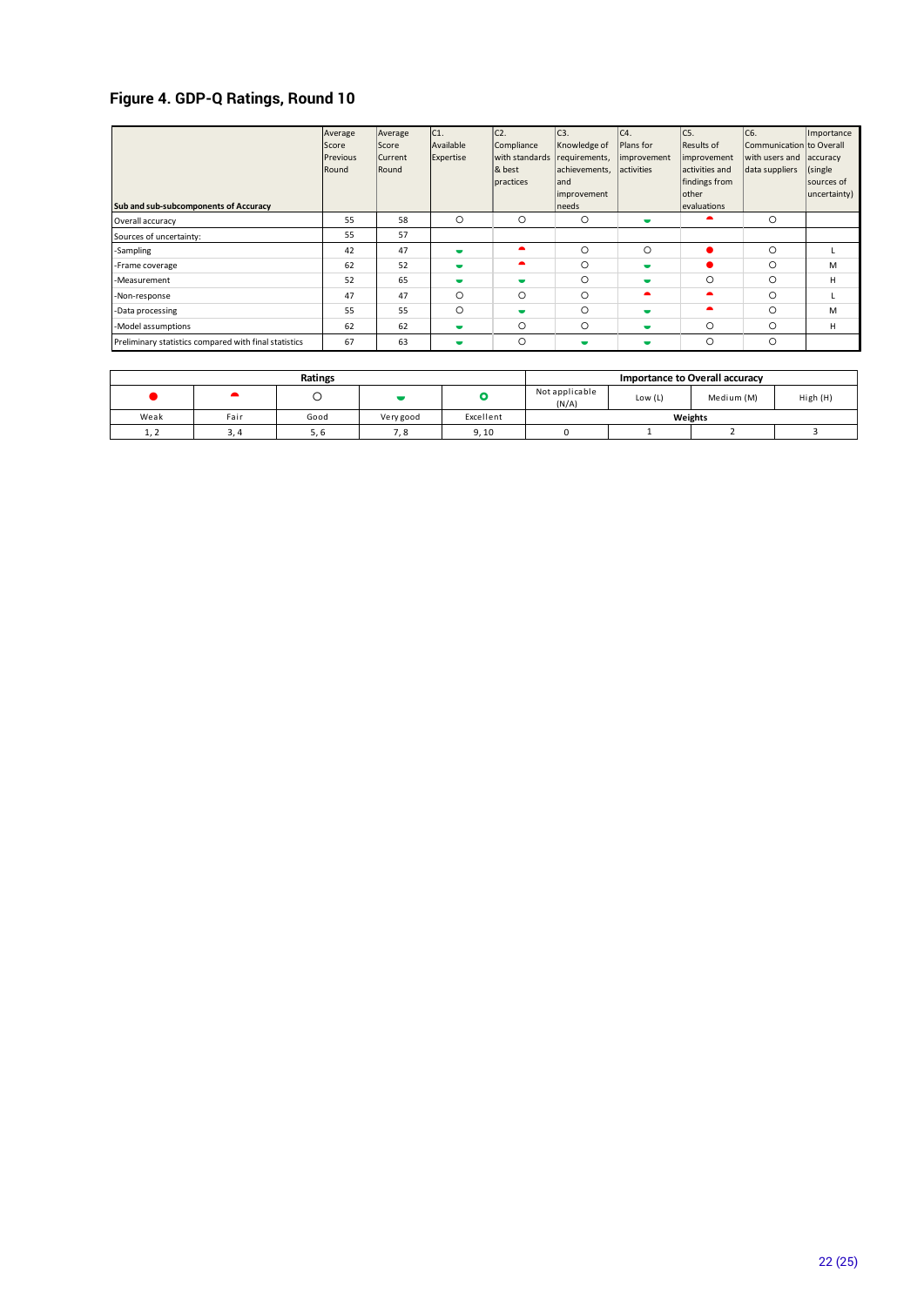## Figure 4. GDP-Q Ratings, Round 10

| Sub and sub-subcomponents of Accuracy | Average Score Previous Round | Average Score Current Round | C1. Available Expertise | C2. Compliance with standards & best practices | C3. Knowledge of requirements, achievements, and improvement needs | C4. Plans for improvement activities | C5. Results of improvement activities and findings from other evaluations | C6. Communication with users and data suppliers | Importance to Overall accuracy (single sources of uncertainty) |
|---|---|---|---|---|---|---|---|---|---|
| Overall accuracy | 55 | 58 | ○ | ○ | ○ | ◒ | ◓ | ○ | |
| Sources of uncertainty: | 55 | 57 | | | | | | | |
| -Sampling | 42 | 47 | ◒ | ◓ | ○ | ○ | ● | ○ | L |
| -Frame coverage | 62 | 52 | ◒ | ◓ | ○ | ◒ | ● | ○ | M |
| -Measurement | 52 | 65 | ◒ | ◒ | ○ | ◒ | ○ | ○ | H |
| -Non-response | 47 | 47 | ○ | ○ | ○ | ◓ | ◓ | ○ | L |
| -Data processing | 55 | 55 | ○ | ◒ | ○ | ◒ | ◓ | ○ | M |
| -Model assumptions | 62 | 62 | ◒ | ○ | ○ | ◒ | ○ | ○ | H |
| Preliminary statistics compared with final statistics | 67 | 63 | ◒ | ○ | ◒ | ◒ | ○ | ○ | |

| Ratings | | | | | Importance to Overall accuracy | | | |
|---|---|---|---|---|---|---|---|---|
| ● | ◓ | ○ | ◒ | ◎ | Not applicable (N/A) | Low (L) | Medium (M) | High (H) |
| Weak | Fair | Good | Very good | Excellent | Weights | | | |
| 1, 2 | 3, 4 | 5, 6 | 7, 8 | 9, 10 | 0 | 1 | 2 | 3 |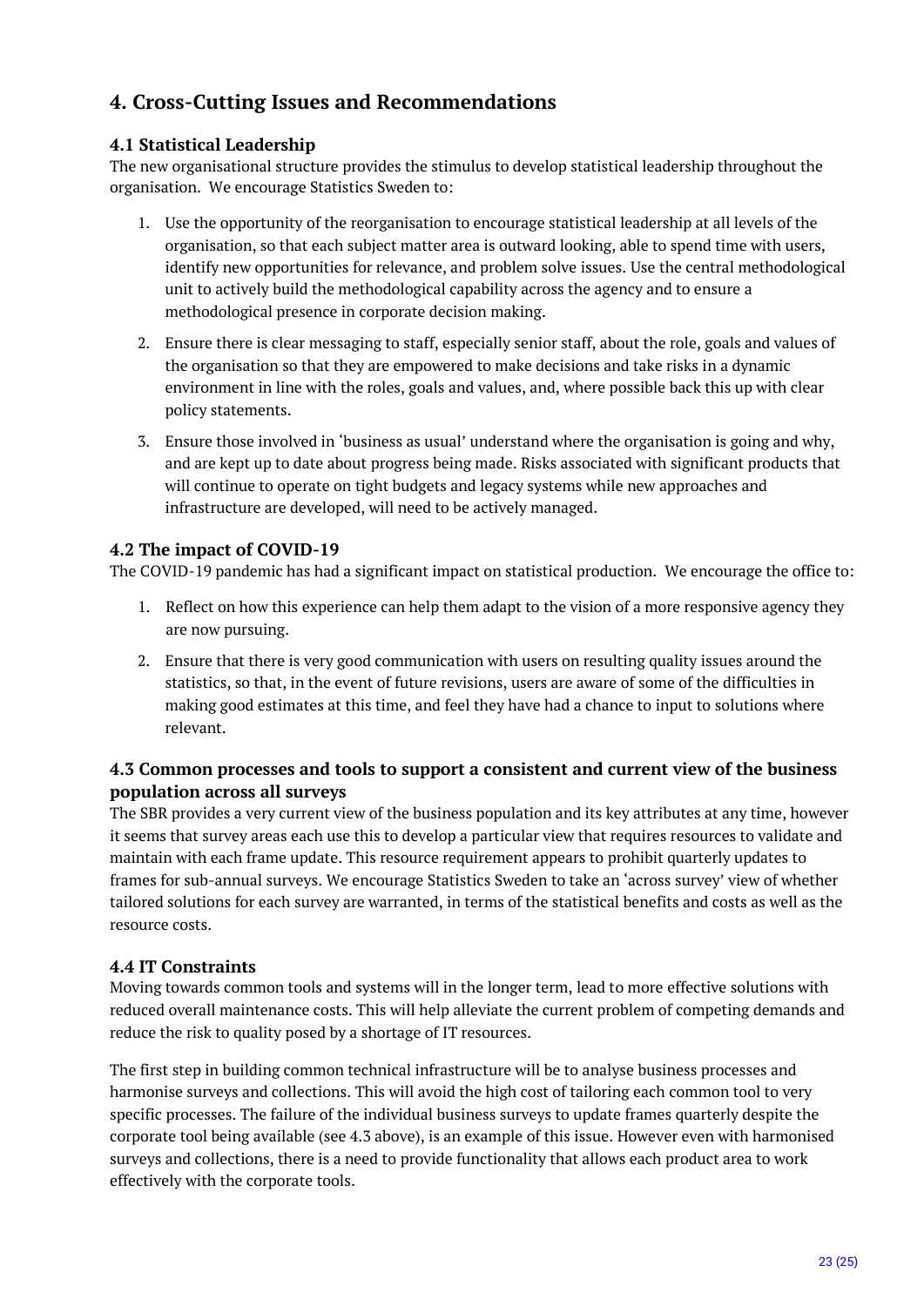## 4. Cross-Cutting Issues and Recommendations

### 4.1 Statistical Leadership

The new organisational structure provides the stimulus to develop statistical leadership throughout the organisation. We encourage Statistics Sweden to:

1. Use the opportunity of the reorganisation to encourage statistical leadership at all levels of the organisation, so that each subject matter area is outward looking, able to spend time with users, identify new opportunities for relevance, and problem solve issues. Use the central methodological unit to actively build the methodological capability across the agency and to ensure a methodological presence in corporate decision making.
2. Ensure there is clear messaging to staff, especially senior staff, about the role, goals and values of the organisation so that they are empowered to make decisions and take risks in a dynamic environment in line with the roles, goals and values, and, where possible back this up with clear policy statements.
3. Ensure those involved in 'business as usual' understand where the organisation is going and why, and are kept up to date about progress being made. Risks associated with significant products that will continue to operate on tight budgets and legacy systems while new approaches and infrastructure are developed, will need to be actively managed.

### 4.2 The impact of COVID-19

The COVID-19 pandemic has had a significant impact on statistical production. We encourage the office to:

1. Reflect on how this experience can help them adapt to the vision of a more responsive agency they are now pursuing.
2. Ensure that there is very good communication with users on resulting quality issues around the statistics, so that, in the event of future revisions, users are aware of some of the difficulties in making good estimates at this time, and feel they have had a chance to input to solutions where relevant.

### 4.3 Common processes and tools to support a consistent and current view of the business population across all surveys

The SBR provides a very current view of the business population and its key attributes at any time, however it seems that survey areas each use this to develop a particular view that requires resources to validate and maintain with each frame update. This resource requirement appears to prohibit quarterly updates to frames for sub-annual surveys. We encourage Statistics Sweden to take an 'across survey' view of whether tailored solutions for each survey are warranted, in terms of the statistical benefits and costs as well as the resource costs.

### 4.4 IT Constraints

Moving towards common tools and systems will in the longer term, lead to more effective solutions with reduced overall maintenance costs. This will help alleviate the current problem of competing demands and reduce the risk to quality posed by a shortage of IT resources.

The first step in building common technical infrastructure will be to analyse business processes and harmonise surveys and collections. This will avoid the high cost of tailoring each common tool to very specific processes. The failure of the individual business surveys to update frames quarterly despite the corporate tool being available (see 4.3 above), is an example of this issue. However even with harmonised surveys and collections, there is a need to provide functionality that allows each product area to work effectively with the corporate tools.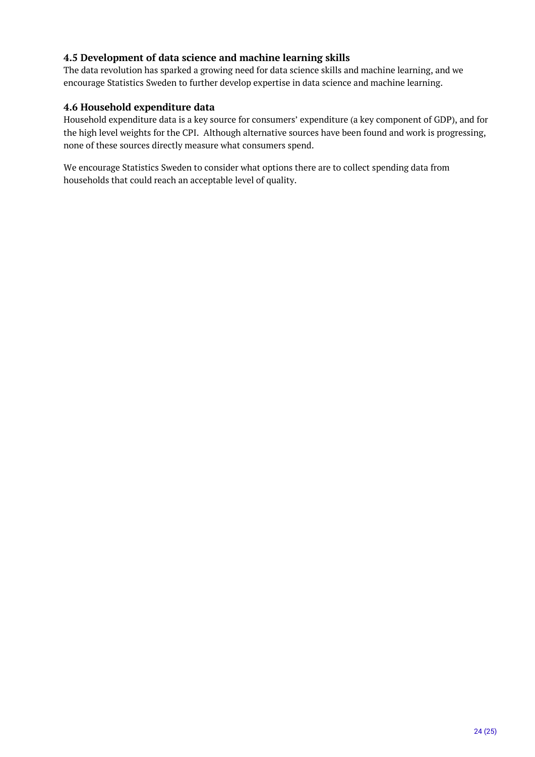### 4.5 Development of data science and machine learning skills

The data revolution has sparked a growing need for data science skills and machine learning, and we encourage Statistics Sweden to further develop expertise in data science and machine learning.

### 4.6 Household expenditure data

Household expenditure data is a key source for consumers' expenditure (a key component of GDP), and for the high level weights for the CPI. Although alternative sources have been found and work is progressing, none of these sources directly measure what consumers spend.

We encourage Statistics Sweden to consider what options there are to collect spending data from households that could reach an acceptable level of quality.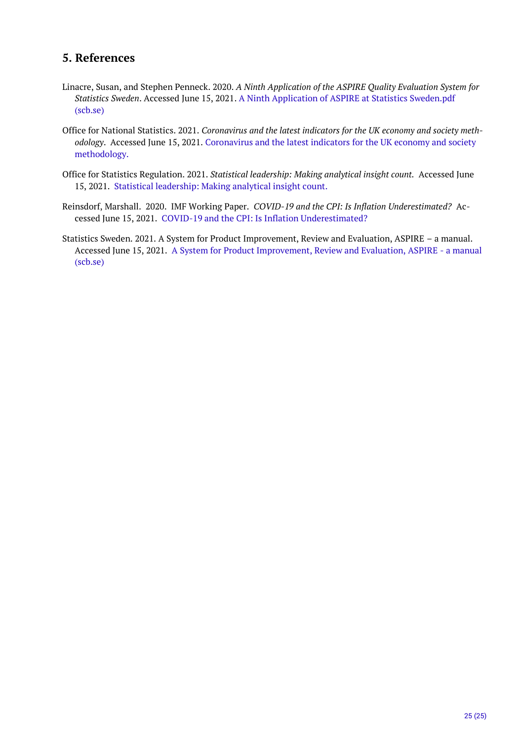## 5. References

Linacre, Susan, and Stephen Penneck. 2020. *A Ninth Application of the ASPIRE Quality Evaluation System for Statistics Sweden*. Accessed June 15, 2021. A Ninth Application of ASPIRE at Statistics Sweden.pdf (scb.se)

Office for National Statistics. 2021. *Coronavirus and the latest indicators for the UK economy and society methodology.* Accessed June 15, 2021. Coronavirus and the latest indicators for the UK economy and society methodology.

Office for Statistics Regulation. 2021. *Statistical leadership: Making analytical insight count.* Accessed June 15, 2021. Statistical leadership: Making analytical insight count.

Reinsdorf, Marshall. 2020. IMF Working Paper. *COVID-19 and the CPI: Is Inflation Underestimated?* Accessed June 15, 2021. COVID-19 and the CPI: Is Inflation Underestimated?

Statistics Sweden. 2021. A System for Product Improvement, Review and Evaluation, ASPIRE – a manual. Accessed June 15, 2021. A System for Product Improvement, Review and Evaluation, ASPIRE - a manual (scb.se)